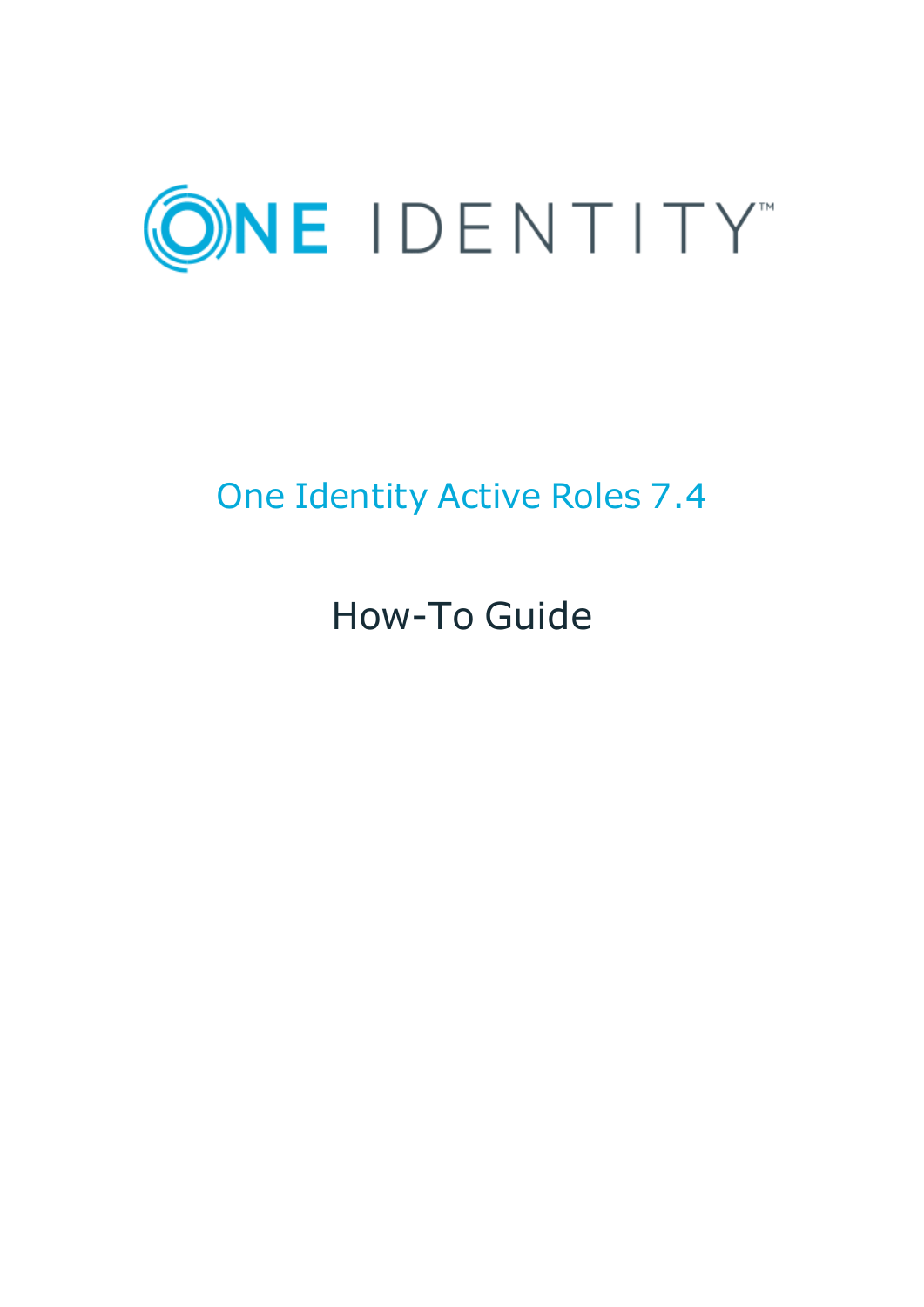ONE IDENTITY™

# One Identity Active Roles 7.4

## How-To Guide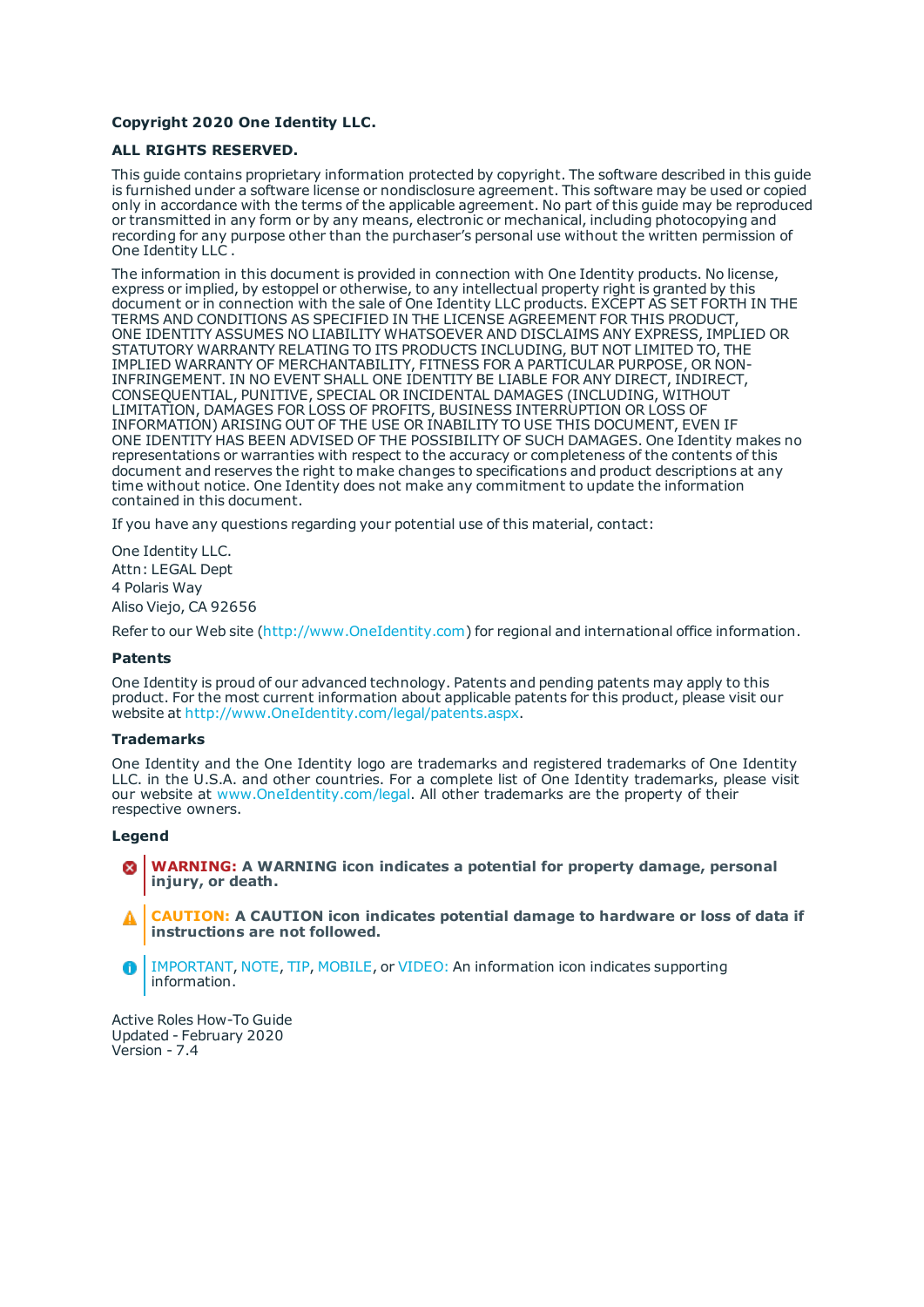**Copyright 2020 One Identity LLC.**

**ALL RIGHTS RESERVED.**

This guide contains proprietary information protected by copyright. The software described in this guide is furnished under a software license or nondisclosure agreement. This software may be used or copied only in accordance with the terms of the applicable agreement. No part of this guide may be reproduced or transmitted in any form or by any means, electronic or mechanical, including photocopying and recording for any purpose other than the purchaser's personal use without the written permission of One Identity LLC .

The information in this document is provided in connection with One Identity products. No license, express or implied, by estoppel or otherwise, to any intellectual property right is granted by this document or in connection with the sale of One Identity LLC products. EXCEPT AS SET FORTH IN THE TERMS AND CONDITIONS AS SPECIFIED IN THE LICENSE AGREEMENT FOR THIS PRODUCT, ONE IDENTITY ASSUMES NO LIABILITY WHATSOEVER AND DISCLAIMS ANY EXPRESS, IMPLIED OR STATUTORY WARRANTY RELATING TO ITS PRODUCTS INCLUDING, BUT NOT LIMITED TO, THE IMPLIED WARRANTY OF MERCHANTABILITY, FITNESS FOR A PARTICULAR PURPOSE, OR NON-INFRINGEMENT. IN NO EVENT SHALL ONE IDENTITY BE LIABLE FOR ANY DIRECT, INDIRECT, CONSEQUENTIAL, PUNITIVE, SPECIAL OR INCIDENTAL DAMAGES (INCLUDING, WITHOUT LIMITATION, DAMAGES FOR LOSS OF PROFITS, BUSINESS INTERRUPTION OR LOSS OF INFORMATION) ARISING OUT OF THE USE OR INABILITY TO USE THIS DOCUMENT, EVEN IF ONE IDENTITY HAS BEEN ADVISED OF THE POSSIBILITY OF SUCH DAMAGES. One Identity makes no representations or warranties with respect to the accuracy or completeness of the contents of this document and reserves the right to make changes to specifications and product descriptions at any time without notice. One Identity does not make any commitment to update the information contained in this document.

If you have any questions regarding your potential use of this material, contact:

One Identity LLC.
Attn: LEGAL Dept
4 Polaris Way
Aliso Viejo, CA 92656

Refer to our Web site (http://www.OneIdentity.com) for regional and international office information.

**Patents**

One Identity is proud of our advanced technology. Patents and pending patents may apply to this product. For the most current information about applicable patents for this product, please visit our website at http://www.OneIdentity.com/legal/patents.aspx.

**Trademarks**

One Identity and the One Identity logo are trademarks and registered trademarks of One Identity LLC. in the U.S.A. and other countries. For a complete list of One Identity trademarks, please visit our website at www.OneIdentity.com/legal. All other trademarks are the property of their respective owners.

**Legend**

**WARNING: A WARNING icon indicates a potential for property damage, personal injury, or death.**

**CAUTION: A CAUTION icon indicates potential damage to hardware or loss of data if instructions are not followed.**

IMPORTANT, NOTE, TIP, MOBILE, or VIDEO: An information icon indicates supporting information.

Active Roles How-To Guide
Updated - February 2020
Version - 7.4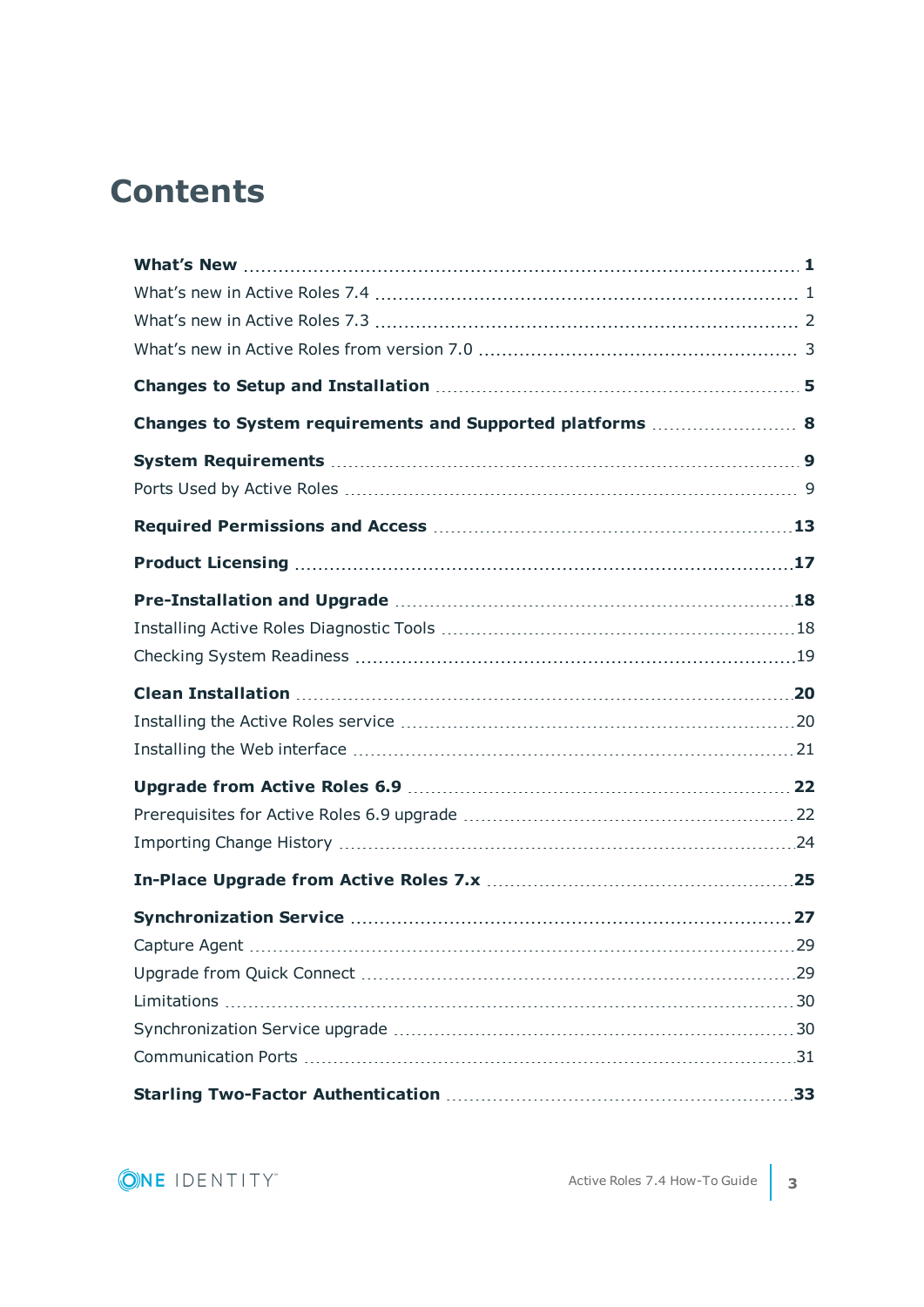# Contents

**What's New** .......... **1**

What's new in Active Roles 7.4 .......... 1

What's new in Active Roles 7.3 .......... 2

What's new in Active Roles from version 7.0 .......... 3

**Changes to Setup and Installation** .......... **5**

**Changes to System requirements and Supported platforms** .......... **8**

**System Requirements** .......... **9**

Ports Used by Active Roles .......... 9

**Required Permissions and Access** .......... **13**

**Product Licensing** .......... **17**

**Pre-Installation and Upgrade** .......... **18**

Installing Active Roles Diagnostic Tools .......... 18

Checking System Readiness .......... 19

**Clean Installation** .......... **20**

Installing the Active Roles service .......... 20

Installing the Web interface .......... 21

**Upgrade from Active Roles 6.9** .......... **22**

Prerequisites for Active Roles 6.9 upgrade .......... 22

Importing Change History .......... 24

**In-Place Upgrade from Active Roles 7.x** .......... **25**

**Synchronization Service** .......... **27**

Capture Agent .......... 29

Upgrade from Quick Connect .......... 29

Limitations .......... 30

Synchronization Service upgrade .......... 30

Communication Ports .......... 31

**Starling Two-Factor Authentication** .......... **33**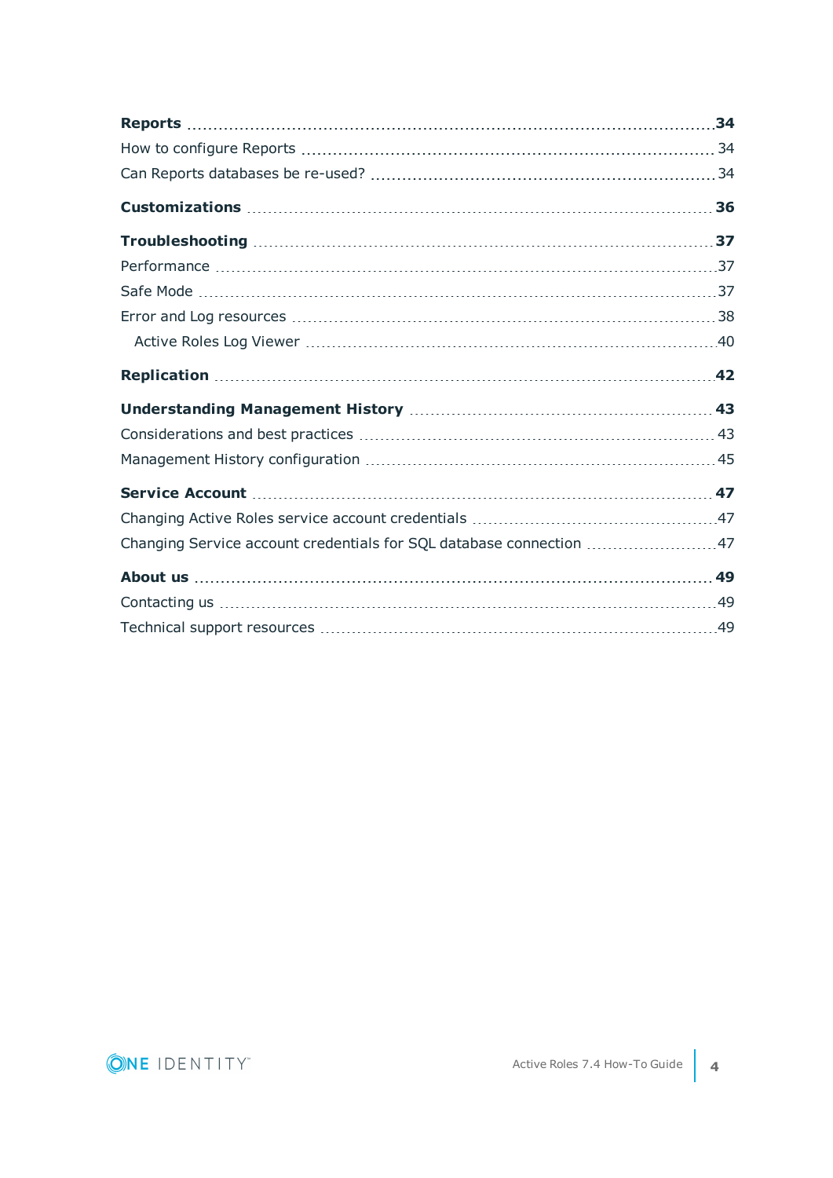**Reports** 34

How to configure Reports 34

Can Reports databases be re-used? 34

**Customizations** 36

**Troubleshooting** 37

Performance 37

Safe Mode 37

Error and Log resources 38

- Active Roles Log Viewer 40

**Replication** 42

**Understanding Management History** 43

Considerations and best practices 43

Management History configuration 45

**Service Account** 47

Changing Active Roles service account credentials 47

Changing Service account credentials for SQL database connection 47

**About us** 49

Contacting us 49

Technical support resources 49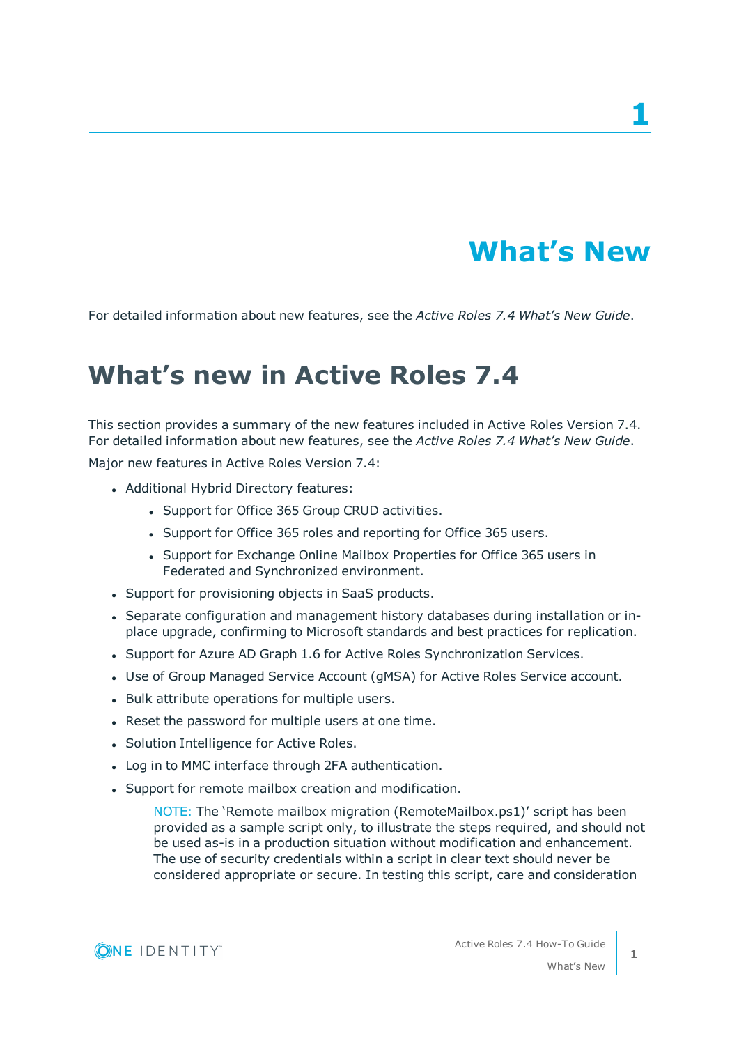# 1

# What's New

For detailed information about new features, see the *Active Roles 7.4 What's New Guide*.

## What's new in Active Roles 7.4

This section provides a summary of the new features included in Active Roles Version 7.4. For detailed information about new features, see the *Active Roles 7.4 What's New Guide*.

Major new features in Active Roles Version 7.4:

- Additional Hybrid Directory features:
  - Support for Office 365 Group CRUD activities.
  - Support for Office 365 roles and reporting for Office 365 users.
  - Support for Exchange Online Mailbox Properties for Office 365 users in Federated and Synchronized environment.
- Support for provisioning objects in SaaS products.
- Separate configuration and management history databases during installation or in-place upgrade, confirming to Microsoft standards and best practices for replication.
- Support for Azure AD Graph 1.6 for Active Roles Synchronization Services.
- Use of Group Managed Service Account (gMSA) for Active Roles Service account.
- Bulk attribute operations for multiple users.
- Reset the password for multiple users at one time.
- Solution Intelligence for Active Roles.
- Log in to MMC interface through 2FA authentication.
- Support for remote mailbox creation and modification.

  NOTE: The 'Remote mailbox migration (RemoteMailbox.ps1)' script has been provided as a sample script only, to illustrate the steps required, and should not be used as-is in a production situation without modification and enhancement. The use of security credentials within a script in clear text should never be considered appropriate or secure. In testing this script, care and consideration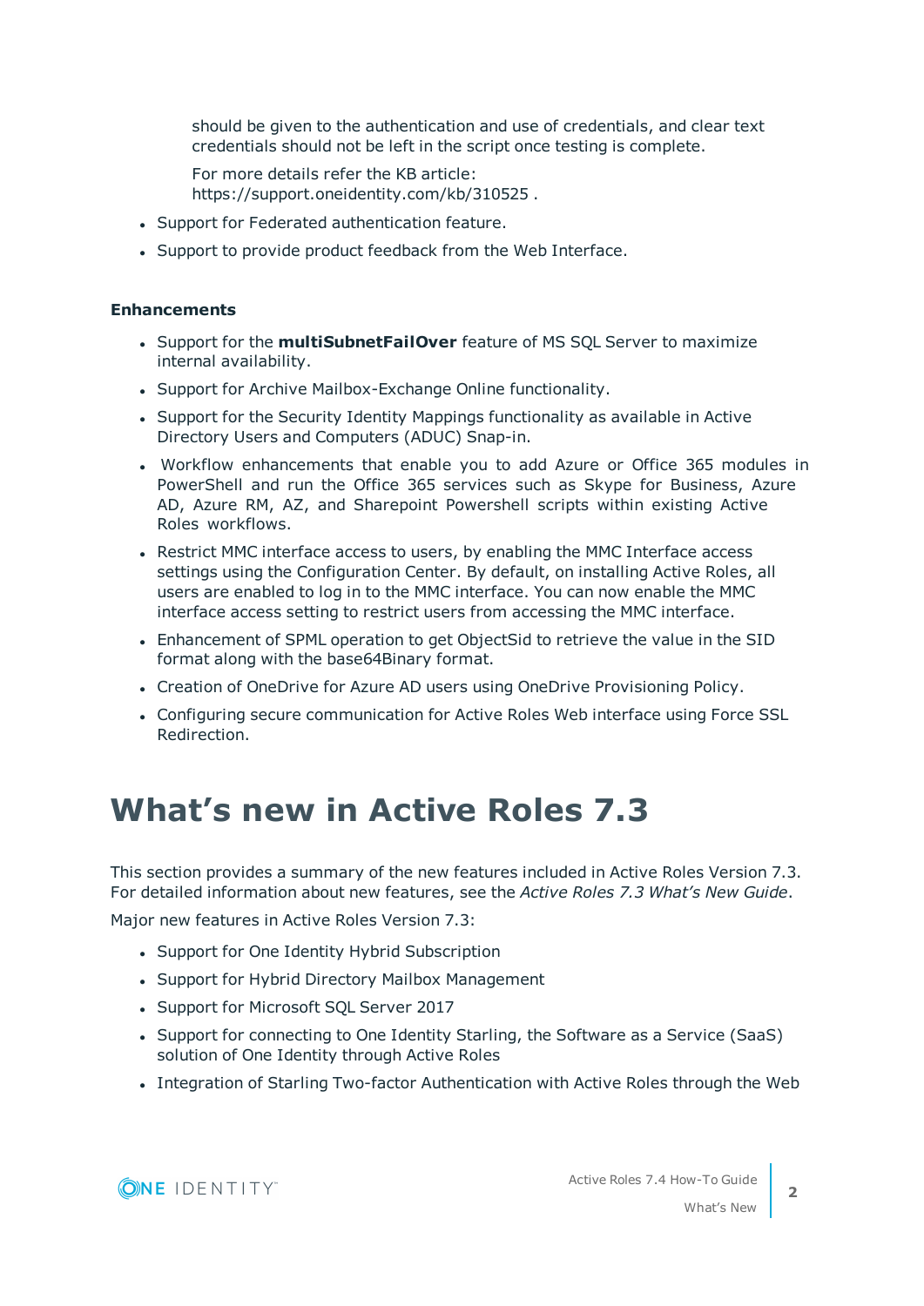should be given to the authentication and use of credentials, and clear text credentials should not be left in the script once testing is complete.

For more details refer the KB article: https://support.oneidentity.com/kb/310525 .

- Support for Federated authentication feature.
- Support to provide product feedback from the Web Interface.

**Enhancements**

- Support for the **multiSubnetFailOver** feature of MS SQL Server to maximize internal availability.
- Support for Archive Mailbox-Exchange Online functionality.
- Support for the Security Identity Mappings functionality as available in Active Directory Users and Computers (ADUC) Snap-in.
- Workflow enhancements that enable you to add Azure or Office 365 modules in PowerShell and run the Office 365 services such as Skype for Business, Azure AD, Azure RM, AZ, and Sharepoint Powershell scripts within existing Active Roles workflows.
- Restrict MMC interface access to users, by enabling the MMC Interface access settings using the Configuration Center. By default, on installing Active Roles, all users are enabled to log in to the MMC interface. You can now enable the MMC interface access setting to restrict users from accessing the MMC interface.
- Enhancement of SPML operation to get ObjectSid to retrieve the value in the SID format along with the base64Binary format.
- Creation of OneDrive for Azure AD users using OneDrive Provisioning Policy.
- Configuring secure communication for Active Roles Web interface using Force SSL Redirection.

# What's new in Active Roles 7.3

This section provides a summary of the new features included in Active Roles Version 7.3. For detailed information about new features, see the *Active Roles 7.3 What's New Guide*.

Major new features in Active Roles Version 7.3:

- Support for One Identity Hybrid Subscription
- Support for Hybrid Directory Mailbox Management
- Support for Microsoft SQL Server 2017
- Support for connecting to One Identity Starling, the Software as a Service (SaaS) solution of One Identity through Active Roles
- Integration of Starling Two-factor Authentication with Active Roles through the Web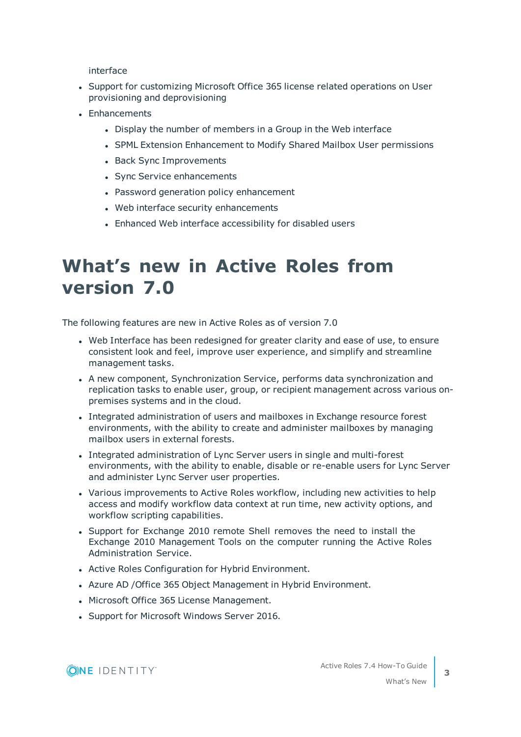interface

- Support for customizing Microsoft Office 365 license related operations on User provisioning and deprovisioning
- Enhancements
  - Display the number of members in a Group in the Web interface
  - SPML Extension Enhancement to Modify Shared Mailbox User permissions
  - Back Sync Improvements
  - Sync Service enhancements
  - Password generation policy enhancement
  - Web interface security enhancements
  - Enhanced Web interface accessibility for disabled users

# What's new in Active Roles from version 7.0

The following features are new in Active Roles as of version 7.0

- Web Interface has been redesigned for greater clarity and ease of use, to ensure consistent look and feel, improve user experience, and simplify and streamline management tasks.
- A new component, Synchronization Service, performs data synchronization and replication tasks to enable user, group, or recipient management across various on-premises systems and in the cloud.
- Integrated administration of users and mailboxes in Exchange resource forest environments, with the ability to create and administer mailboxes by managing mailbox users in external forests.
- Integrated administration of Lync Server users in single and multi-forest environments, with the ability to enable, disable or re-enable users for Lync Server and administer Lync Server user properties.
- Various improvements to Active Roles workflow, including new activities to help access and modify workflow data context at run time, new activity options, and workflow scripting capabilities.
- Support for Exchange 2010 remote Shell removes the need to install the Exchange 2010 Management Tools on the computer running the Active Roles Administration Service.
- Active Roles Configuration for Hybrid Environment.
- Azure AD /Office 365 Object Management in Hybrid Environment.
- Microsoft Office 365 License Management.
- Support for Microsoft Windows Server 2016.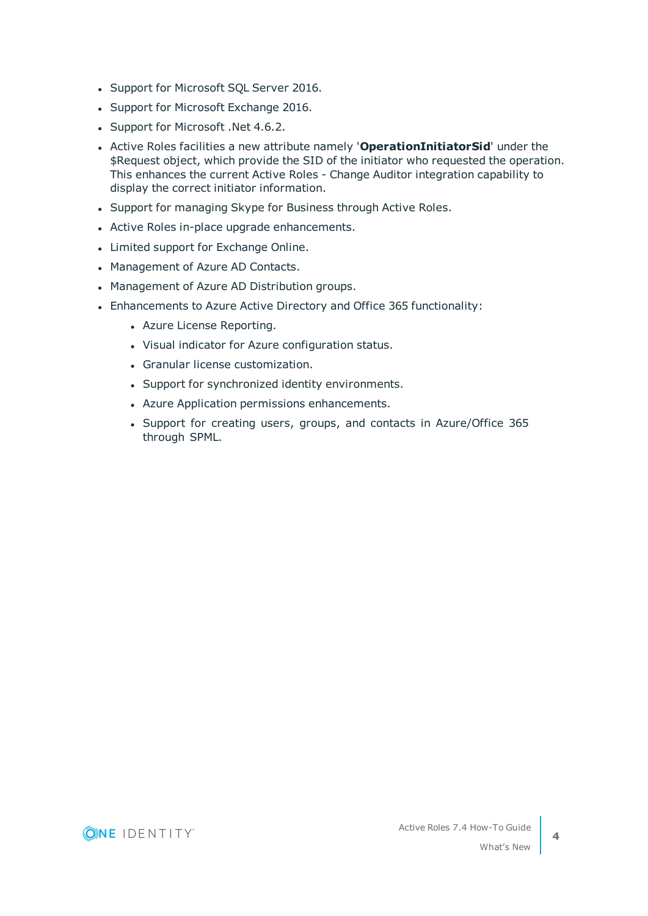- Support for Microsoft SQL Server 2016.
- Support for Microsoft Exchange 2016.
- Support for Microsoft .Net 4.6.2.
- Active Roles facilities a new attribute namely '**OperationInitiatorSid**' under the $Request object, which provide the SID of the initiator who requested the operation. This enhances the current Active Roles - Change Auditor integration capability to display the correct initiator information.
- Support for managing Skype for Business through Active Roles.
- Active Roles in-place upgrade enhancements.
- Limited support for Exchange Online.
- Management of Azure AD Contacts.
- Management of Azure AD Distribution groups.
- Enhancements to Azure Active Directory and Office 365 functionality:
  - Azure License Reporting.
  - Visual indicator for Azure configuration status.
  - Granular license customization.
  - Support for synchronized identity environments.
  - Azure Application permissions enhancements.
  - Support for creating users, groups, and contacts in Azure/Office 365 through SPML.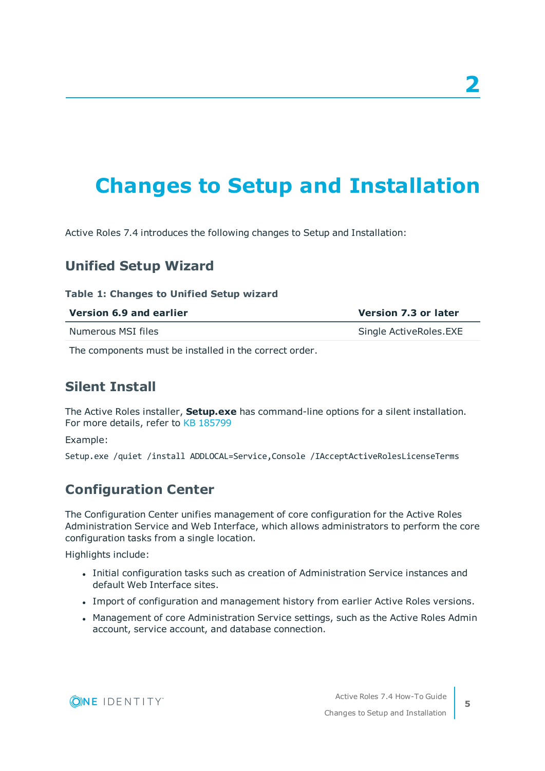# 2

# Changes to Setup and Installation

Active Roles 7.4 introduces the following changes to Setup and Installation:

## Unified Setup Wizard

**Table 1: Changes to Unified Setup wizard**

| Version 6.9 and earlier | Version 7.3 or later |
| --- | --- |
| Numerous MSI files | Single ActiveRoles.EXE |
| The components must be installed in the correct order. | |

## Silent Install

The Active Roles installer, **Setup.exe** has command-line options for a silent installation. For more details, refer to KB 185799

Example:

```
Setup.exe /quiet /install ADDLOCAL=Service,Console /IAcceptActiveRolesLicenseTerms
```

## Configuration Center

The Configuration Center unifies management of core configuration for the Active Roles Administration Service and Web Interface, which allows administrators to perform the core configuration tasks from a single location.

Highlights include:

- Initial configuration tasks such as creation of Administration Service instances and default Web Interface sites.
- Import of configuration and management history from earlier Active Roles versions.
- Management of core Administration Service settings, such as the Active Roles Admin account, service account, and database connection.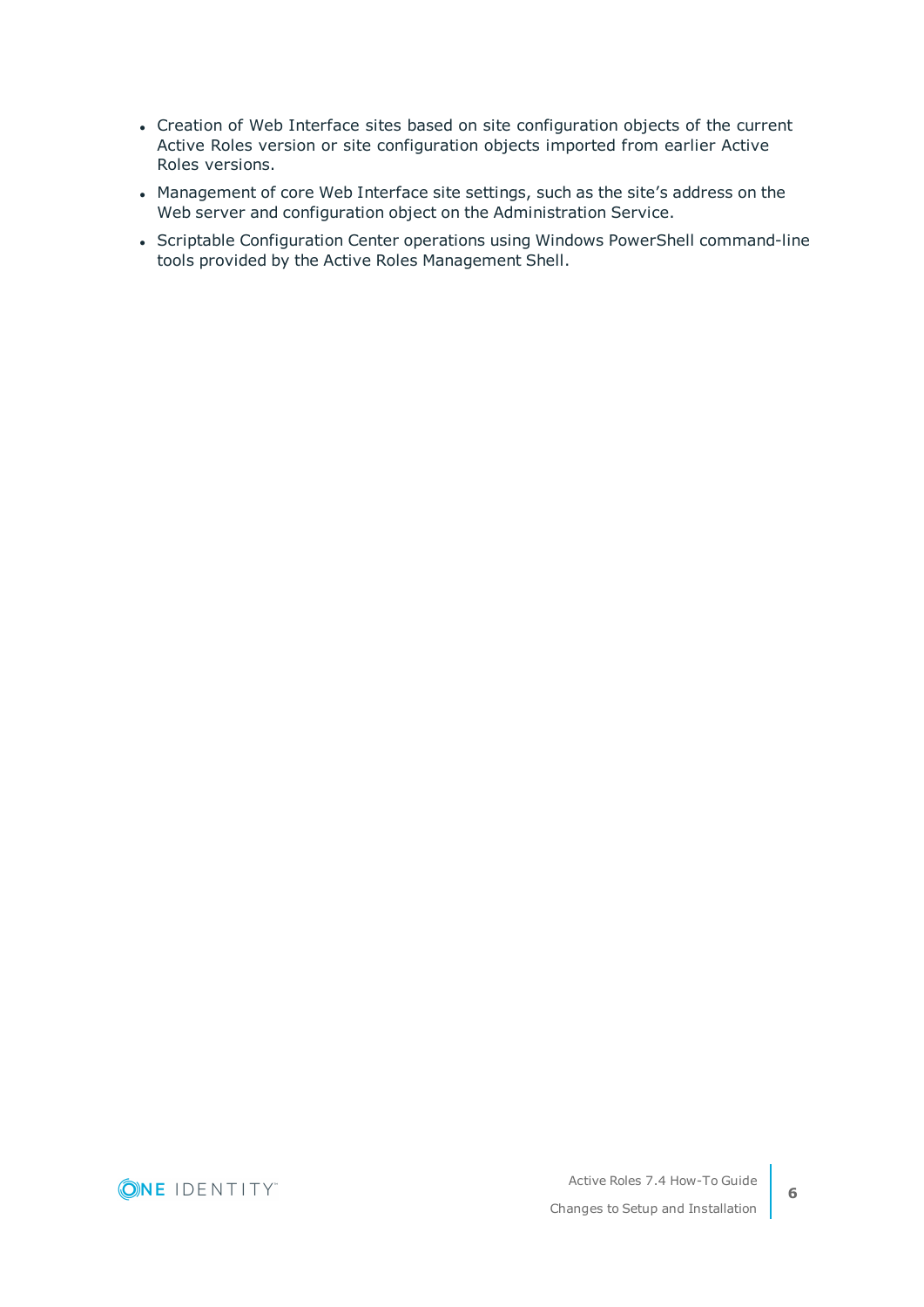- Creation of Web Interface sites based on site configuration objects of the current Active Roles version or site configuration objects imported from earlier Active Roles versions.
- Management of core Web Interface site settings, such as the site's address on the Web server and configuration object on the Administration Service.
- Scriptable Configuration Center operations using Windows PowerShell command-line tools provided by the Active Roles Management Shell.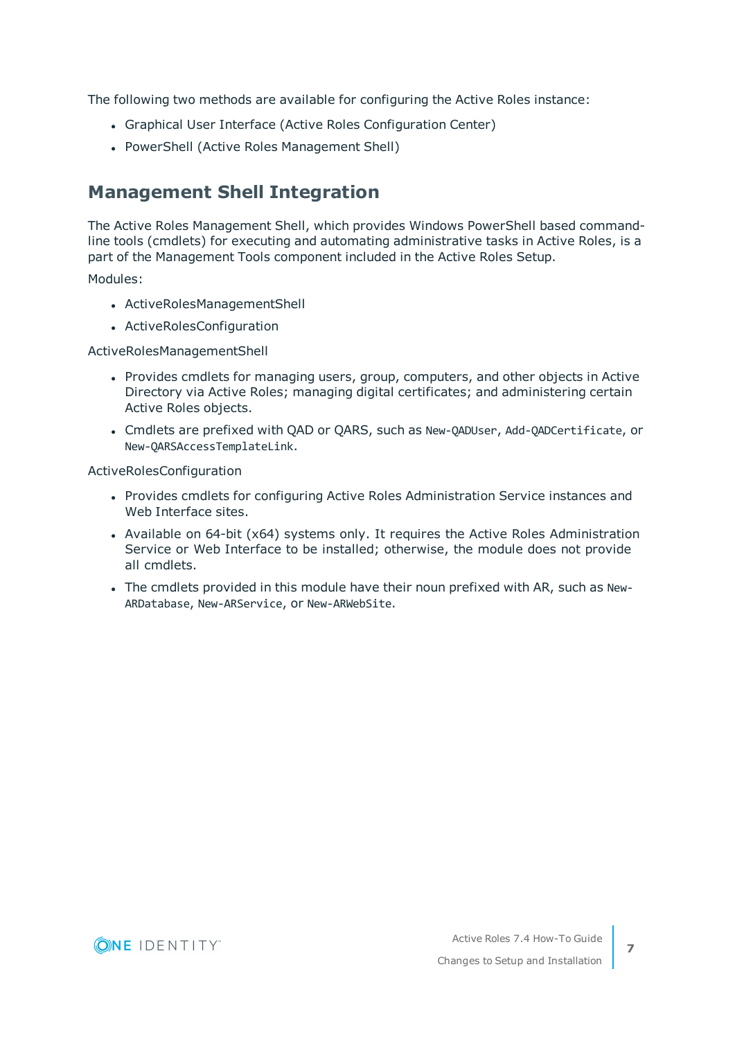The following two methods are available for configuring the Active Roles instance:

- Graphical User Interface (Active Roles Configuration Center)
- PowerShell (Active Roles Management Shell)

## Management Shell Integration

The Active Roles Management Shell, which provides Windows PowerShell based command-line tools (cmdlets) for executing and automating administrative tasks in Active Roles, is a part of the Management Tools component included in the Active Roles Setup.

Modules:

- ActiveRolesManagementShell
- ActiveRolesConfiguration

ActiveRolesManagementShell

- Provides cmdlets for managing users, group, computers, and other objects in Active Directory via Active Roles; managing digital certificates; and administering certain Active Roles objects.
- Cmdlets are prefixed with QAD or QARS, such as `New-QADUser`, `Add-QADCertificate`, or `New-QARSAccessTemplateLink`.

ActiveRolesConfiguration

- Provides cmdlets for configuring Active Roles Administration Service instances and Web Interface sites.
- Available on 64-bit (x64) systems only. It requires the Active Roles Administration Service or Web Interface to be installed; otherwise, the module does not provide all cmdlets.
- The cmdlets provided in this module have their noun prefixed with AR, such as `New-ARDatabase`, `New-ARService`, or `New-ARWebSite`.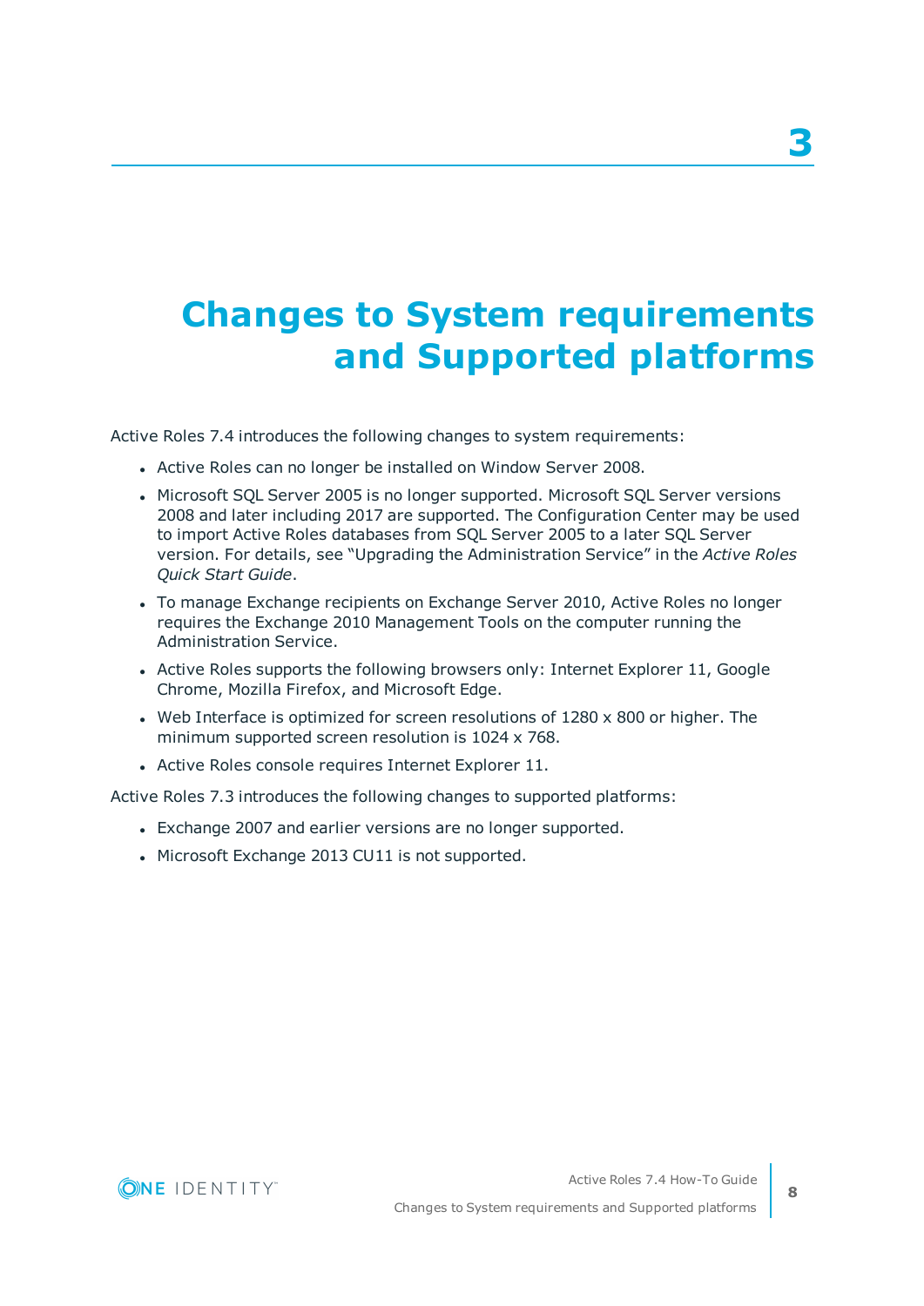# 3

# Changes to System requirements and Supported platforms

Active Roles 7.4 introduces the following changes to system requirements:

- Active Roles can no longer be installed on Window Server 2008.
- Microsoft SQL Server 2005 is no longer supported. Microsoft SQL Server versions 2008 and later including 2017 are supported. The Configuration Center may be used to import Active Roles databases from SQL Server 2005 to a later SQL Server version. For details, see “Upgrading the Administration Service” in the *Active Roles Quick Start Guide*.
- To manage Exchange recipients on Exchange Server 2010, Active Roles no longer requires the Exchange 2010 Management Tools on the computer running the Administration Service.
- Active Roles supports the following browsers only: Internet Explorer 11, Google Chrome, Mozilla Firefox, and Microsoft Edge.
- Web Interface is optimized for screen resolutions of 1280 x 800 or higher. The minimum supported screen resolution is 1024 x 768.
- Active Roles console requires Internet Explorer 11.

Active Roles 7.3 introduces the following changes to supported platforms:

- Exchange 2007 and earlier versions are no longer supported.
- Microsoft Exchange 2013 CU11 is not supported.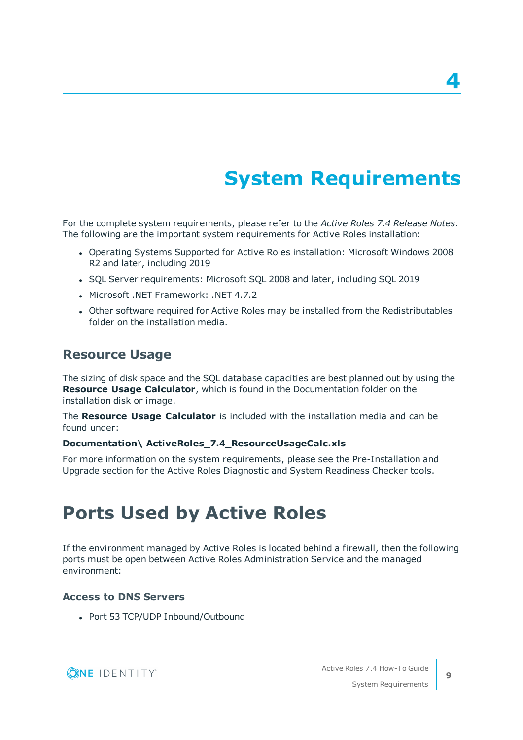# 4

# System Requirements

For the complete system requirements, please refer to the *Active Roles 7.4 Release Notes*. The following are the important system requirements for Active Roles installation:

- Operating Systems Supported for Active Roles installation: Microsoft Windows 2008 R2 and later, including 2019
- SQL Server requirements: Microsoft SQL 2008 and later, including SQL 2019
- Microsoft .NET Framework: .NET 4.7.2
- Other software required for Active Roles may be installed from the Redistributables folder on the installation media.

## Resource Usage

The sizing of disk space and the SQL database capacities are best planned out by using the **Resource Usage Calculator**, which is found in the Documentation folder on the installation disk or image.

The **Resource Usage Calculator** is included with the installation media and can be found under:

**Documentation\ ActiveRoles_7.4_ResourceUsageCalc.xls**

For more information on the system requirements, please see the Pre-Installation and Upgrade section for the Active Roles Diagnostic and System Readiness Checker tools.

# Ports Used by Active Roles

If the environment managed by Active Roles is located behind a firewall, then the following ports must be open between Active Roles Administration Service and the managed environment:

### Access to DNS Servers

- Port 53 TCP/UDP Inbound/Outbound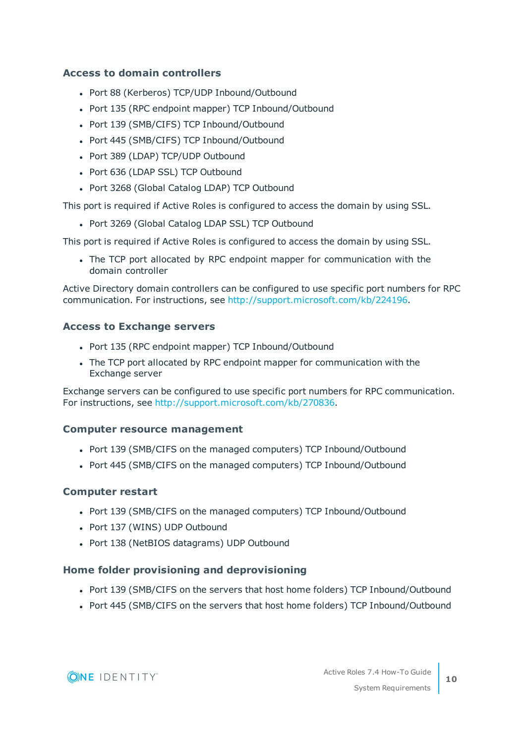### Access to domain controllers

- Port 88 (Kerberos) TCP/UDP Inbound/Outbound
- Port 135 (RPC endpoint mapper) TCP Inbound/Outbound
- Port 139 (SMB/CIFS) TCP Inbound/Outbound
- Port 445 (SMB/CIFS) TCP Inbound/Outbound
- Port 389 (LDAP) TCP/UDP Outbound
- Port 636 (LDAP SSL) TCP Outbound
- Port 3268 (Global Catalog LDAP) TCP Outbound

This port is required if Active Roles is configured to access the domain by using SSL.

- Port 3269 (Global Catalog LDAP SSL) TCP Outbound

This port is required if Active Roles is configured to access the domain by using SSL.

- The TCP port allocated by RPC endpoint mapper for communication with the domain controller

Active Directory domain controllers can be configured to use specific port numbers for RPC communication. For instructions, see http://support.microsoft.com/kb/224196.

### Access to Exchange servers

- Port 135 (RPC endpoint mapper) TCP Inbound/Outbound
- The TCP port allocated by RPC endpoint mapper for communication with the Exchange server

Exchange servers can be configured to use specific port numbers for RPC communication. For instructions, see http://support.microsoft.com/kb/270836.

### Computer resource management

- Port 139 (SMB/CIFS on the managed computers) TCP Inbound/Outbound
- Port 445 (SMB/CIFS on the managed computers) TCP Inbound/Outbound

### Computer restart

- Port 139 (SMB/CIFS on the managed computers) TCP Inbound/Outbound
- Port 137 (WINS) UDP Outbound
- Port 138 (NetBIOS datagrams) UDP Outbound

### Home folder provisioning and deprovisioning

- Port 139 (SMB/CIFS on the servers that host home folders) TCP Inbound/Outbound
- Port 445 (SMB/CIFS on the servers that host home folders) TCP Inbound/Outbound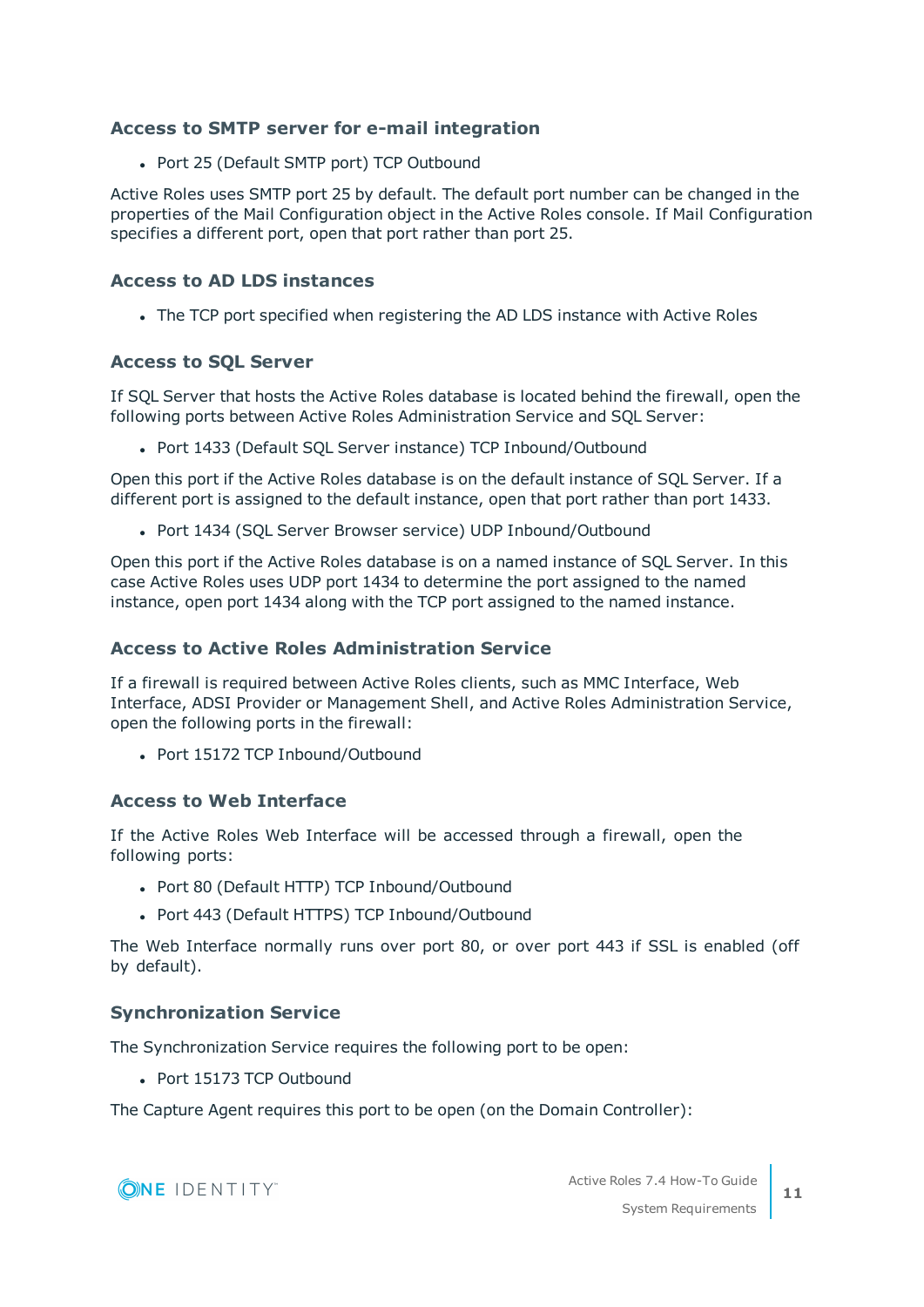### Access to SMTP server for e-mail integration

- Port 25 (Default SMTP port) TCP Outbound

Active Roles uses SMTP port 25 by default. The default port number can be changed in the properties of the Mail Configuration object in the Active Roles console. If Mail Configuration specifies a different port, open that port rather than port 25.

### Access to AD LDS instances

- The TCP port specified when registering the AD LDS instance with Active Roles

### Access to SQL Server

If SQL Server that hosts the Active Roles database is located behind the firewall, open the following ports between Active Roles Administration Service and SQL Server:

- Port 1433 (Default SQL Server instance) TCP Inbound/Outbound

Open this port if the Active Roles database is on the default instance of SQL Server. If a different port is assigned to the default instance, open that port rather than port 1433.

- Port 1434 (SQL Server Browser service) UDP Inbound/Outbound

Open this port if the Active Roles database is on a named instance of SQL Server. In this case Active Roles uses UDP port 1434 to determine the port assigned to the named instance, open port 1434 along with the TCP port assigned to the named instance.

### Access to Active Roles Administration Service

If a firewall is required between Active Roles clients, such as MMC Interface, Web Interface, ADSI Provider or Management Shell, and Active Roles Administration Service, open the following ports in the firewall:

- Port 15172 TCP Inbound/Outbound

### Access to Web Interface

If the Active Roles Web Interface will be accessed through a firewall, open the following ports:

- Port 80 (Default HTTP) TCP Inbound/Outbound
- Port 443 (Default HTTPS) TCP Inbound/Outbound

The Web Interface normally runs over port 80, or over port 443 if SSL is enabled (off by default).

### Synchronization Service

The Synchronization Service requires the following port to be open:

- Port 15173 TCP Outbound

The Capture Agent requires this port to be open (on the Domain Controller):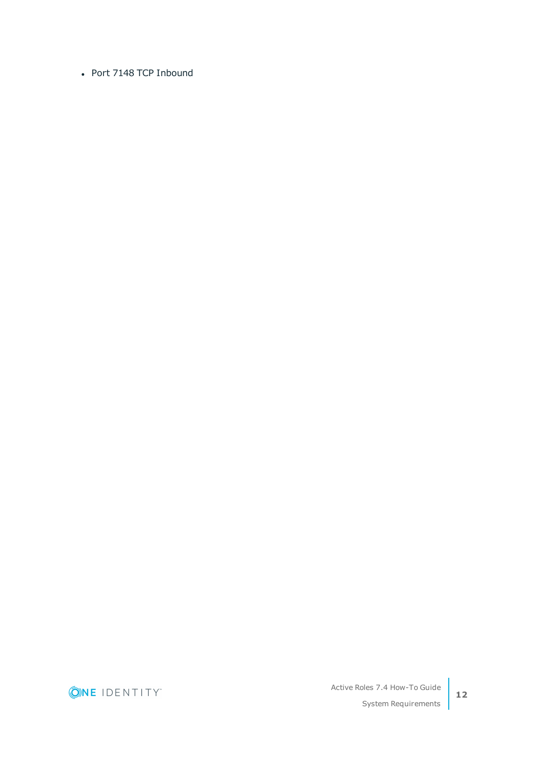- Port 7148 TCP Inbound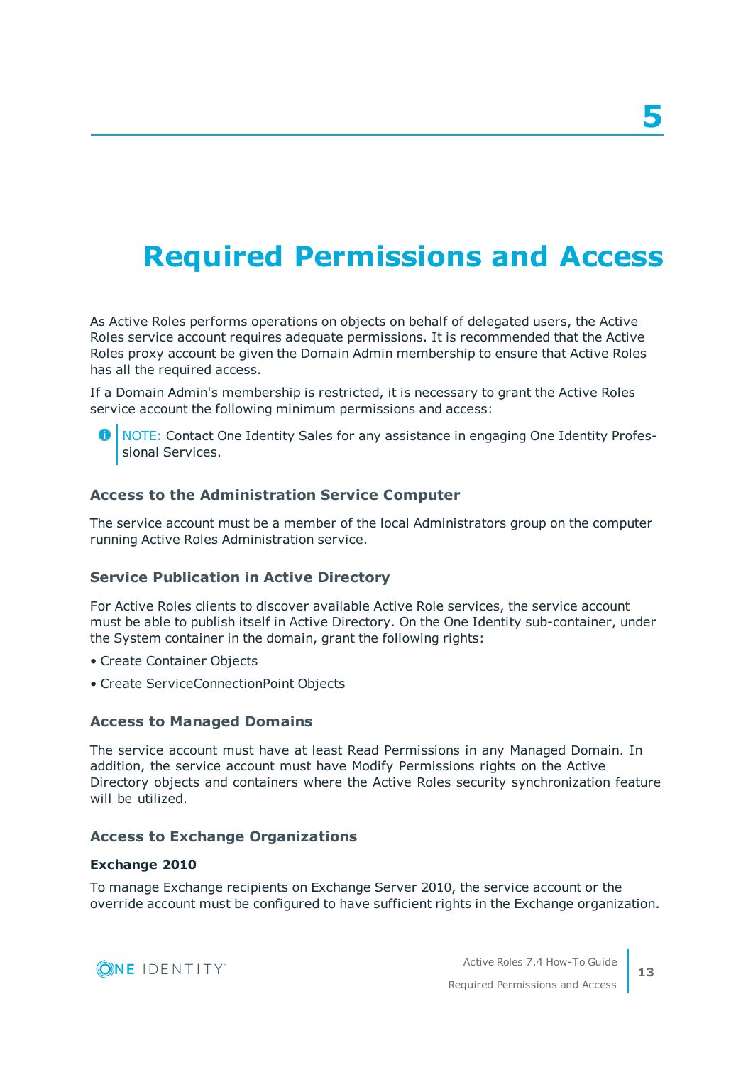# 5

# Required Permissions and Access

As Active Roles performs operations on objects on behalf of delegated users, the Active Roles service account requires adequate permissions. It is recommended that the Active Roles proxy account be given the Domain Admin membership to ensure that Active Roles has all the required access.

If a Domain Admin's membership is restricted, it is necessary to grant the Active Roles service account the following minimum permissions and access:

> NOTE: Contact One Identity Sales for any assistance in engaging One Identity Professional Services.

### Access to the Administration Service Computer

The service account must be a member of the local Administrators group on the computer running Active Roles Administration service.

### Service Publication in Active Directory

For Active Roles clients to discover available Active Role services, the service account must be able to publish itself in Active Directory. On the One Identity sub-container, under the System container in the domain, grant the following rights:

- Create Container Objects
- Create ServiceConnectionPoint Objects

### Access to Managed Domains

The service account must have at least Read Permissions in any Managed Domain. In addition, the service account must have Modify Permissions rights on the Active Directory objects and containers where the Active Roles security synchronization feature will be utilized.

### Access to Exchange Organizations

#### Exchange 2010

To manage Exchange recipients on Exchange Server 2010, the service account or the override account must be configured to have sufficient rights in the Exchange organization.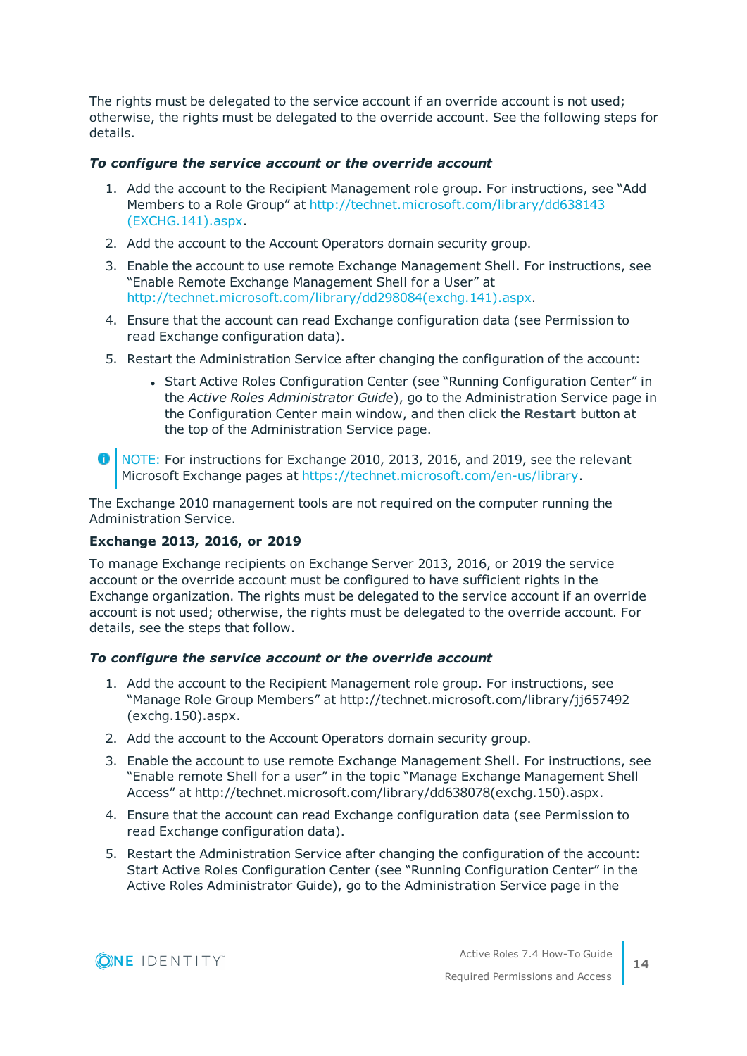The rights must be delegated to the service account if an override account is not used; otherwise, the rights must be delegated to the override account. See the following steps for details.

***To configure the service account or the override account***

1. Add the account to the Recipient Management role group. For instructions, see "Add Members to a Role Group" at http://technet.microsoft.com/library/dd638143 (EXCHG.141).aspx.
2. Add the account to the Account Operators domain security group.
3. Enable the account to use remote Exchange Management Shell. For instructions, see "Enable Remote Exchange Management Shell for a User" at http://technet.microsoft.com/library/dd298084(exchg.141).aspx.
4. Ensure that the account can read Exchange configuration data (see Permission to read Exchange configuration data).
5. Restart the Administration Service after changing the configuration of the account:
    - Start Active Roles Configuration Center (see "Running Configuration Center" in the *Active Roles Administrator Guide*), go to the Administration Service page in the Configuration Center main window, and then click the **Restart** button at the top of the Administration Service page.

NOTE: For instructions for Exchange 2010, 2013, 2016, and 2019, see the relevant Microsoft Exchange pages at https://technet.microsoft.com/en-us/library.

The Exchange 2010 management tools are not required on the computer running the Administration Service.

**Exchange 2013, 2016, or 2019**

To manage Exchange recipients on Exchange Server 2013, 2016, or 2019 the service account or the override account must be configured to have sufficient rights in the Exchange organization. The rights must be delegated to the service account if an override account is not used; otherwise, the rights must be delegated to the override account. For details, see the steps that follow.

***To configure the service account or the override account***

1. Add the account to the Recipient Management role group. For instructions, see "Manage Role Group Members" at http://technet.microsoft.com/library/jj657492 (exchg.150).aspx.
2. Add the account to the Account Operators domain security group.
3. Enable the account to use remote Exchange Management Shell. For instructions, see "Enable remote Shell for a user" in the topic "Manage Exchange Management Shell Access" at http://technet.microsoft.com/library/dd638078(exchg.150).aspx.
4. Ensure that the account can read Exchange configuration data (see Permission to read Exchange configuration data).
5. Restart the Administration Service after changing the configuration of the account: Start Active Roles Configuration Center (see "Running Configuration Center" in the Active Roles Administrator Guide), go to the Administration Service page in the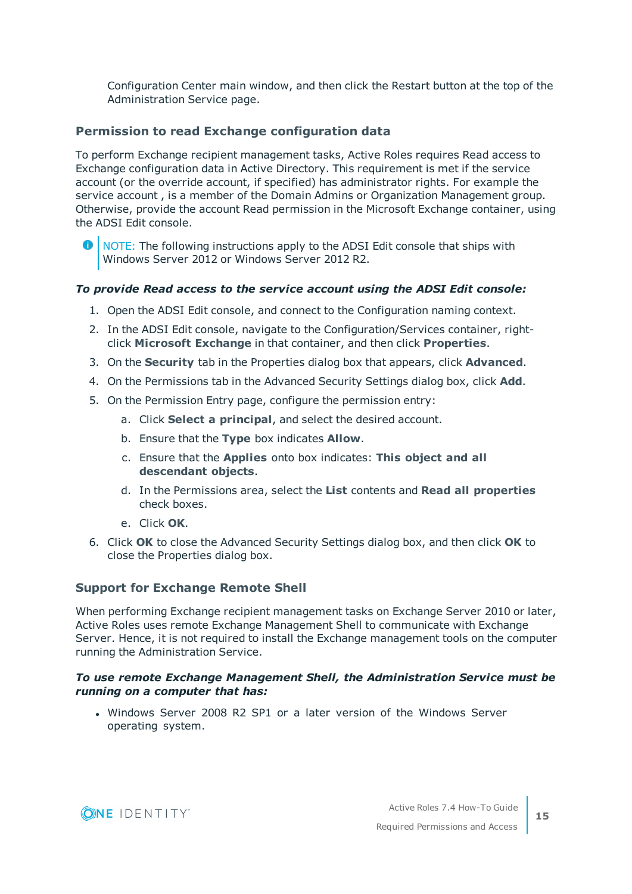Configuration Center main window, and then click the Restart button at the top of the Administration Service page.

### Permission to read Exchange configuration data

To perform Exchange recipient management tasks, Active Roles requires Read access to Exchange configuration data in Active Directory. This requirement is met if the service account (or the override account, if specified) has administrator rights. For example the service account , is a member of the Domain Admins or Organization Management group. Otherwise, provide the account Read permission in the Microsoft Exchange container, using the ADSI Edit console.

> NOTE: The following instructions apply to the ADSI Edit console that ships with Windows Server 2012 or Windows Server 2012 R2.

***To provide Read access to the service account using the ADSI Edit console:***

1. Open the ADSI Edit console, and connect to the Configuration naming context.
2. In the ADSI Edit console, navigate to the Configuration/Services container, right-click **Microsoft Exchange** in that container, and then click **Properties**.
3. On the **Security** tab in the Properties dialog box that appears, click **Advanced**.
4. On the Permissions tab in the Advanced Security Settings dialog box, click **Add**.
5. On the Permission Entry page, configure the permission entry:
   a. Click **Select a principal**, and select the desired account.
   b. Ensure that the **Type** box indicates **Allow**.
   c. Ensure that the **Applies** onto box indicates: **This object and all descendant objects**.
   d. In the Permissions area, select the **List** contents and **Read all properties** check boxes.
   e. Click **OK**.
6. Click **OK** to close the Advanced Security Settings dialog box, and then click **OK** to close the Properties dialog box.

### Support for Exchange Remote Shell

When performing Exchange recipient management tasks on Exchange Server 2010 or later, Active Roles uses remote Exchange Management Shell to communicate with Exchange Server. Hence, it is not required to install the Exchange management tools on the computer running the Administration Service.

***To use remote Exchange Management Shell, the Administration Service must be running on a computer that has:***

- Windows Server 2008 R2 SP1 or a later version of the Windows Server operating system.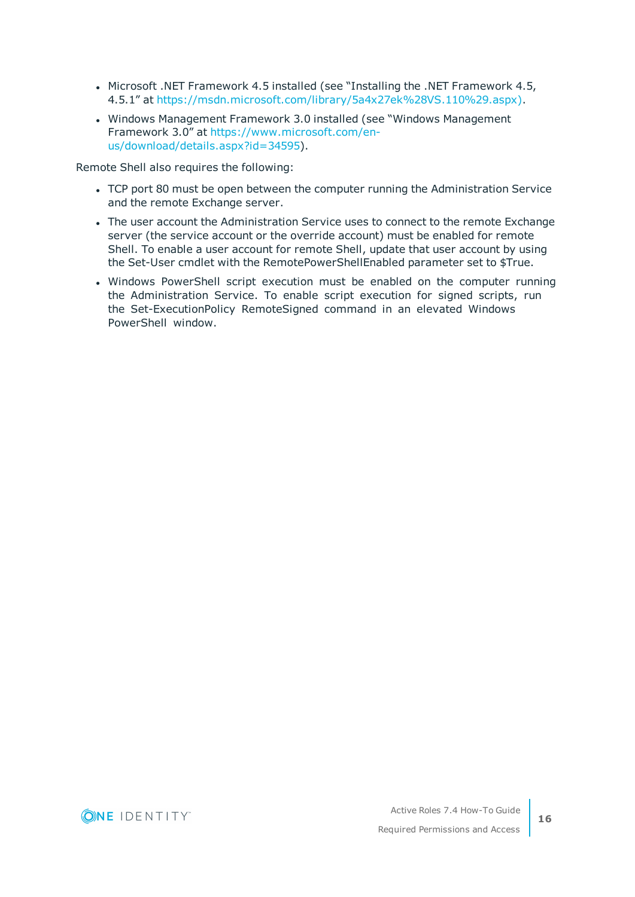- Microsoft .NET Framework 4.5 installed (see "Installing the .NET Framework 4.5, 4.5.1" at https://msdn.microsoft.com/library/5a4x27ek%28VS.110%29.aspx).
- Windows Management Framework 3.0 installed (see "Windows Management Framework 3.0" at https://www.microsoft.com/en-us/download/details.aspx?id=34595).

Remote Shell also requires the following:

- TCP port 80 must be open between the computer running the Administration Service and the remote Exchange server.
- The user account the Administration Service uses to connect to the remote Exchange server (the service account or the override account) must be enabled for remote Shell. To enable a user account for remote Shell, update that user account by using the Set-User cmdlet with the RemotePowerShellEnabled parameter set to $True.
- Windows PowerShell script execution must be enabled on the computer running the Administration Service. To enable script execution for signed scripts, run the Set-ExecutionPolicy RemoteSigned command in an elevated Windows PowerShell window.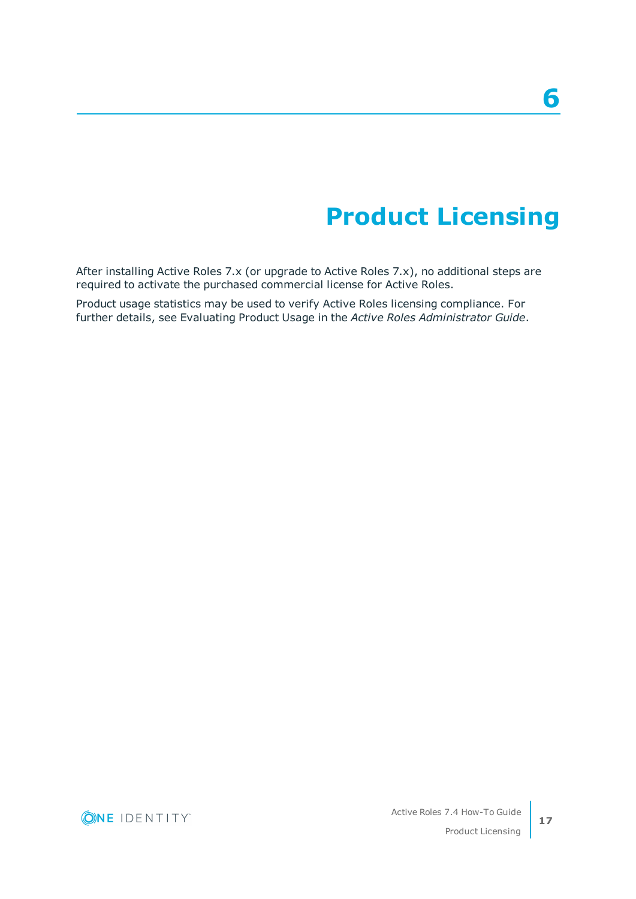# 6

# Product Licensing

After installing Active Roles 7.x (or upgrade to Active Roles 7.x), no additional steps are required to activate the purchased commercial license for Active Roles.

Product usage statistics may be used to verify Active Roles licensing compliance. For further details, see Evaluating Product Usage in the *Active Roles Administrator Guide*.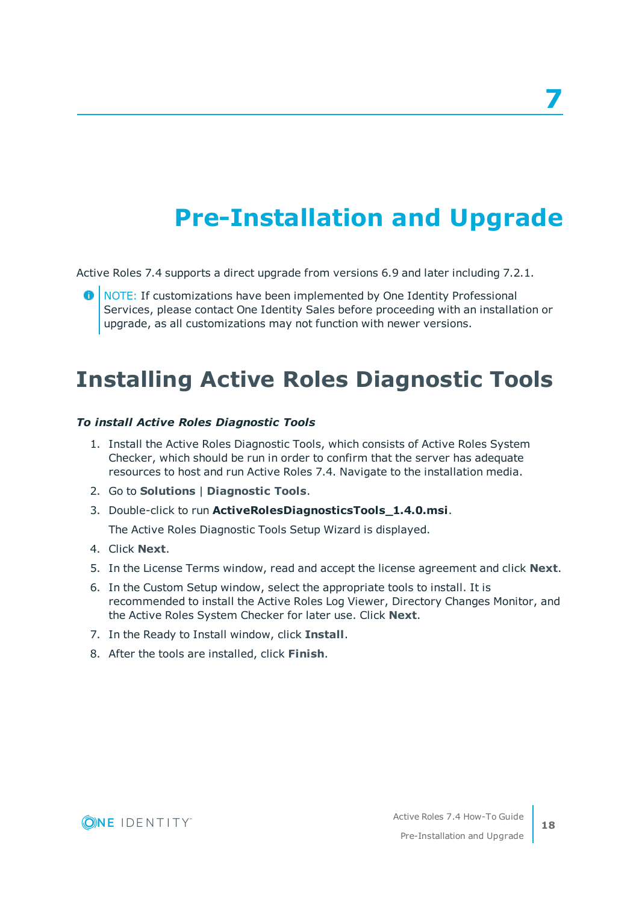# 7

# Pre-Installation and Upgrade

Active Roles 7.4 supports a direct upgrade from versions 6.9 and later including 7.2.1.

> NOTE: If customizations have been implemented by One Identity Professional Services, please contact One Identity Sales before proceeding with an installation or upgrade, as all customizations may not function with newer versions.

## Installing Active Roles Diagnostic Tools

***To install Active Roles Diagnostic Tools***

1. Install the Active Roles Diagnostic Tools, which consists of Active Roles System Checker, which should be run in order to confirm that the server has adequate resources to host and run Active Roles 7.4. Navigate to the installation media.
2. Go to **Solutions** | **Diagnostic Tools**.
3. Double-click to run **ActiveRolesDiagnosticsTools_1.4.0.msi**.

   The Active Roles Diagnostic Tools Setup Wizard is displayed.
4. Click **Next**.
5. In the License Terms window, read and accept the license agreement and click **Next**.
6. In the Custom Setup window, select the appropriate tools to install. It is recommended to install the Active Roles Log Viewer, Directory Changes Monitor, and the Active Roles System Checker for later use. Click **Next**.
7. In the Ready to Install window, click **Install**.
8. After the tools are installed, click **Finish**.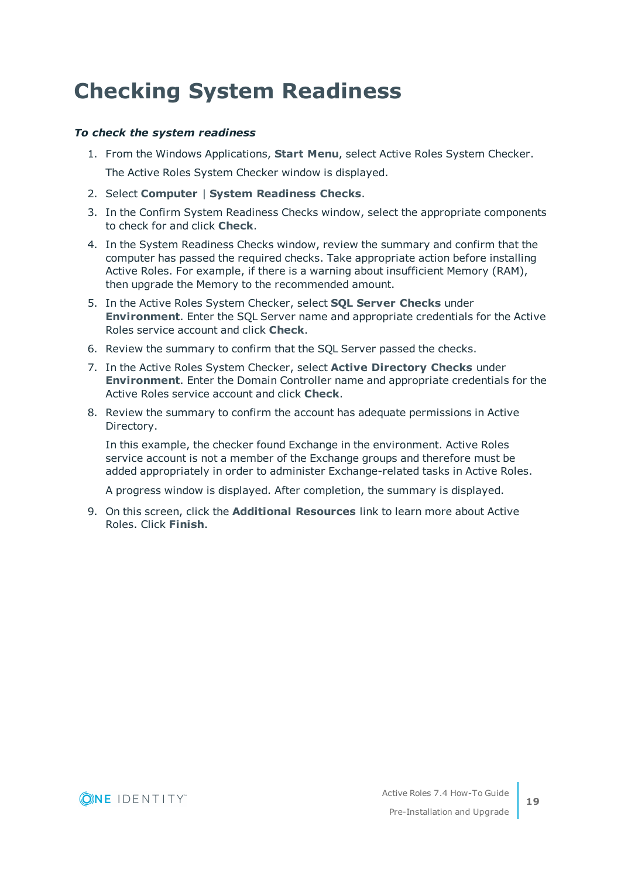# Checking System Readiness

***To check the system readiness***

1. From the Windows Applications, **Start Menu**, select Active Roles System Checker.

   The Active Roles System Checker window is displayed.

2. Select **Computer** | **System Readiness Checks**.
3. In the Confirm System Readiness Checks window, select the appropriate components to check for and click **Check**.
4. In the System Readiness Checks window, review the summary and confirm that the computer has passed the required checks. Take appropriate action before installing Active Roles. For example, if there is a warning about insufficient Memory (RAM), then upgrade the Memory to the recommended amount.
5. In the Active Roles System Checker, select **SQL Server Checks** under **Environment**. Enter the SQL Server name and appropriate credentials for the Active Roles service account and click **Check**.
6. Review the summary to confirm that the SQL Server passed the checks.
7. In the Active Roles System Checker, select **Active Directory Checks** under **Environment**. Enter the Domain Controller name and appropriate credentials for the Active Roles service account and click **Check**.
8. Review the summary to confirm the account has adequate permissions in Active Directory.

   In this example, the checker found Exchange in the environment. Active Roles service account is not a member of the Exchange groups and therefore must be added appropriately in order to administer Exchange-related tasks in Active Roles.

   A progress window is displayed. After completion, the summary is displayed.

9. On this screen, click the **Additional Resources** link to learn more about Active Roles. Click **Finish**.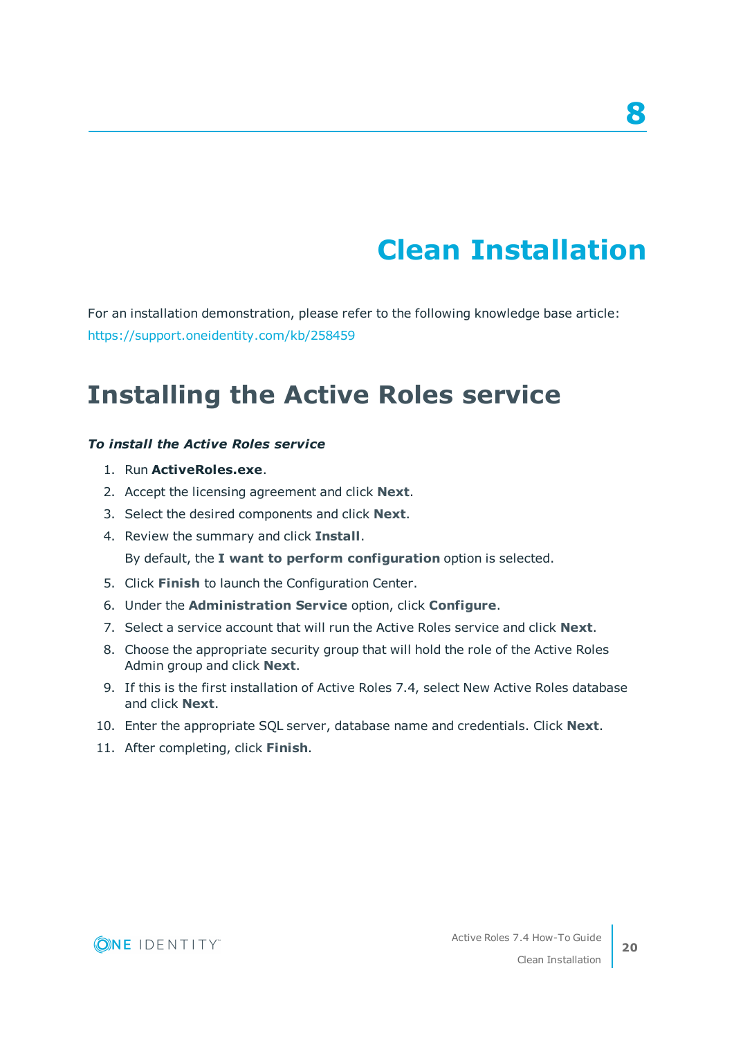# 8 Clean Installation

For an installation demonstration, please refer to the following knowledge base article: https://support.oneidentity.com/kb/258459

## Installing the Active Roles service

***To install the Active Roles service***

1. Run **ActiveRoles.exe**.
2. Accept the licensing agreement and click **Next**.
3. Select the desired components and click **Next**.
4. Review the summary and click **Install**.

   By default, the **I want to perform configuration** option is selected.
5. Click **Finish** to launch the Configuration Center.
6. Under the **Administration Service** option, click **Configure**.
7. Select a service account that will run the Active Roles service and click **Next**.
8. Choose the appropriate security group that will hold the role of the Active Roles Admin group and click **Next**.
9. If this is the first installation of Active Roles 7.4, select New Active Roles database and click **Next**.
10. Enter the appropriate SQL server, database name and credentials. Click **Next**.
11. After completing, click **Finish**.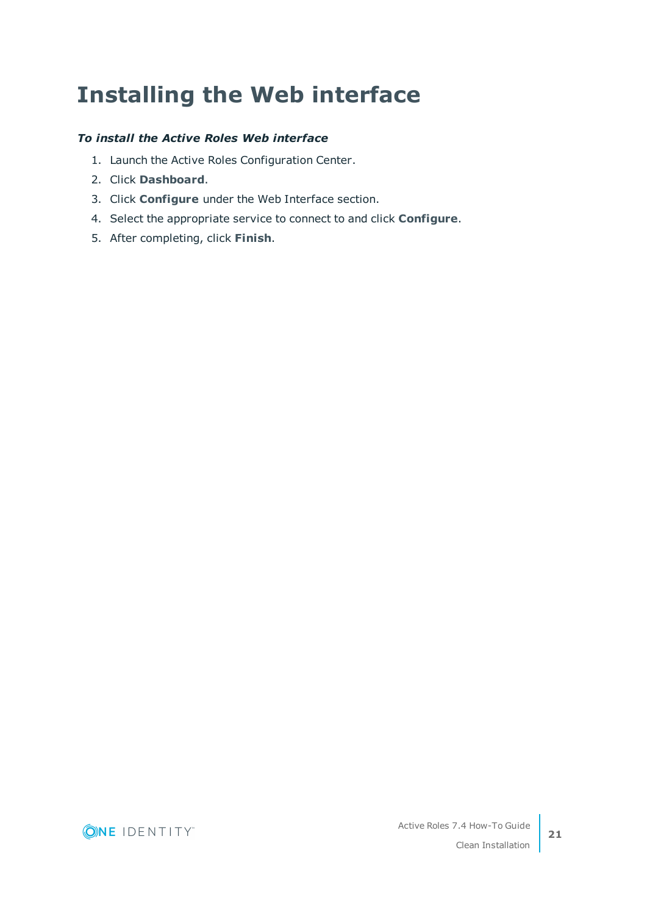# Installing the Web interface

***To install the Active Roles Web interface***

1. Launch the Active Roles Configuration Center.
2. Click **Dashboard**.
3. Click **Configure** under the Web Interface section.
4. Select the appropriate service to connect to and click **Configure**.
5. After completing, click **Finish**.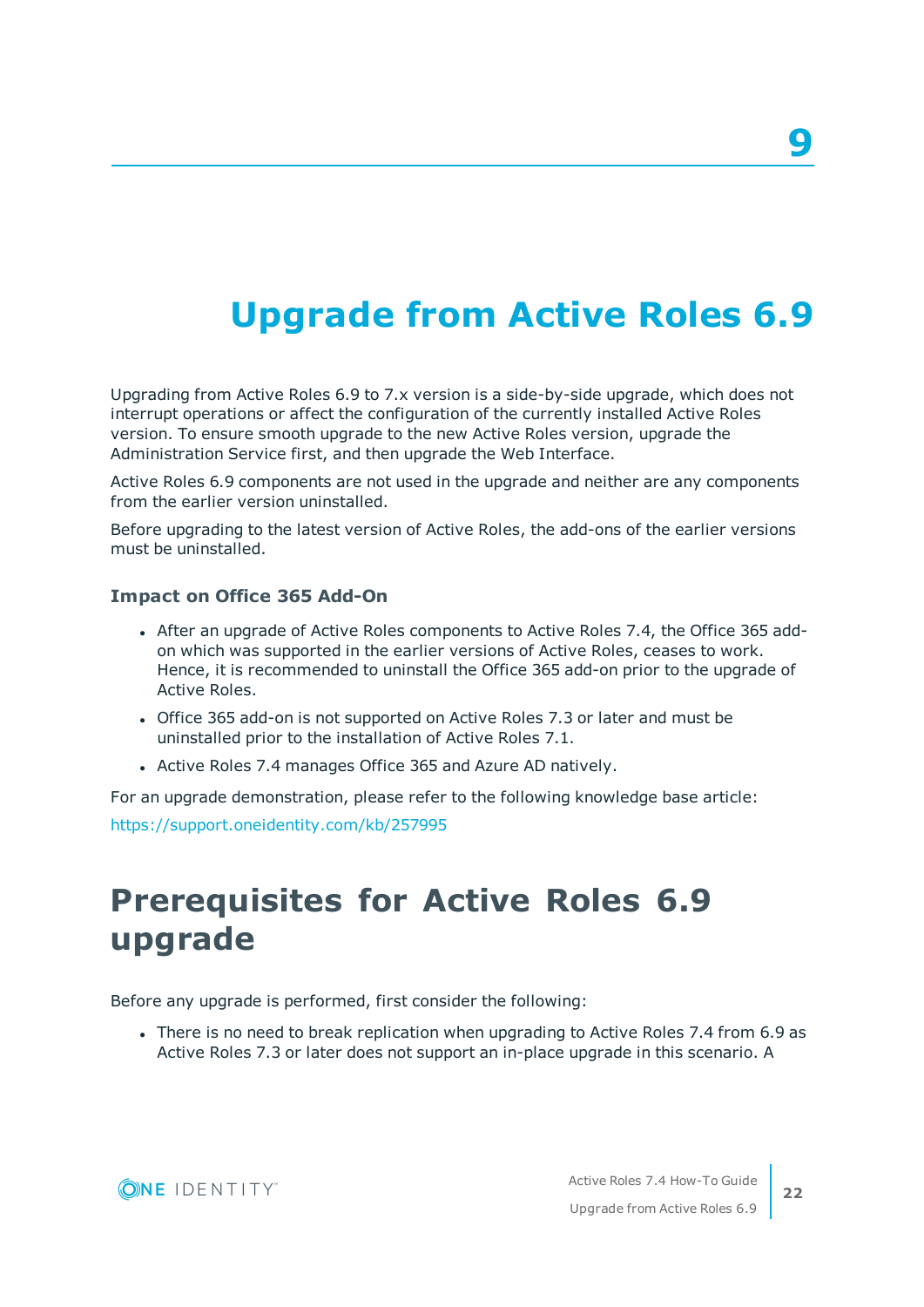# 9

# Upgrade from Active Roles 6.9

Upgrading from Active Roles 6.9 to 7.x version is a side-by-side upgrade, which does not interrupt operations or affect the configuration of the currently installed Active Roles version. To ensure smooth upgrade to the new Active Roles version, upgrade the Administration Service first, and then upgrade the Web Interface.

Active Roles 6.9 components are not used in the upgrade and neither are any components from the earlier version uninstalled.

Before upgrading to the latest version of Active Roles, the add-ons of the earlier versions must be uninstalled.

### Impact on Office 365 Add-On

- After an upgrade of Active Roles components to Active Roles 7.4, the Office 365 add-on which was supported in the earlier versions of Active Roles, ceases to work. Hence, it is recommended to uninstall the Office 365 add-on prior to the upgrade of Active Roles.
- Office 365 add-on is not supported on Active Roles 7.3 or later and must be uninstalled prior to the installation of Active Roles 7.1.
- Active Roles 7.4 manages Office 365 and Azure AD natively.

For an upgrade demonstration, please refer to the following knowledge base article:

https://support.oneidentity.com/kb/257995

## Prerequisites for Active Roles 6.9 upgrade

Before any upgrade is performed, first consider the following:

- There is no need to break replication when upgrading to Active Roles 7.4 from 6.9 as Active Roles 7.3 or later does not support an in-place upgrade in this scenario. A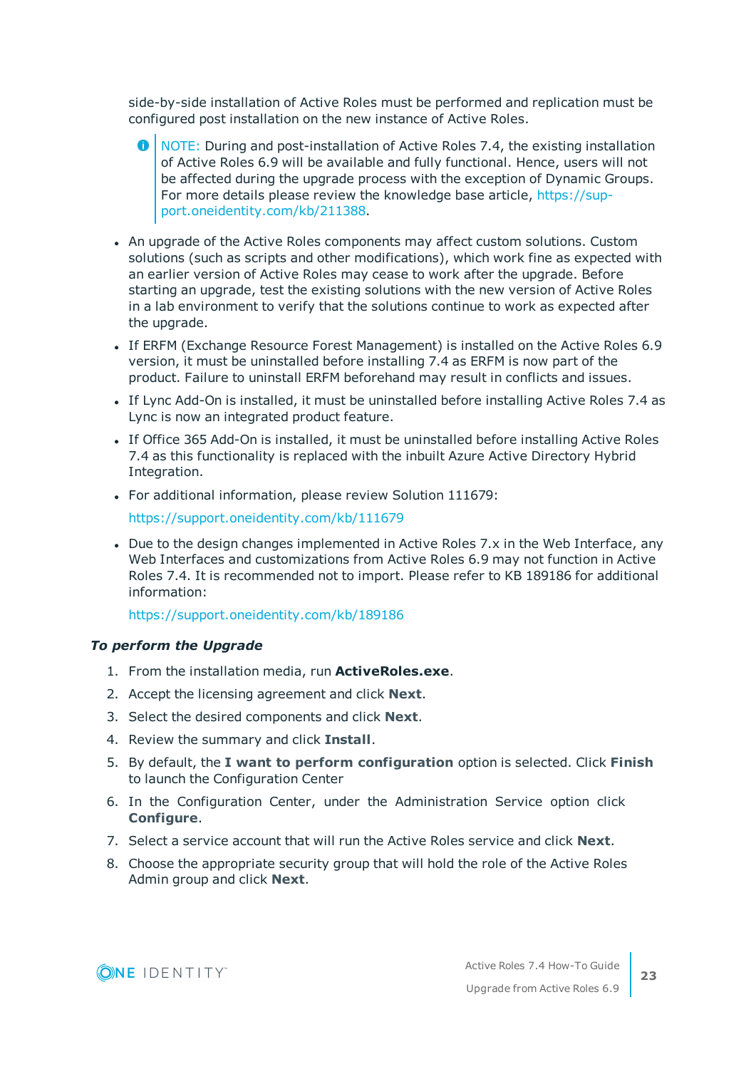side-by-side installation of Active Roles must be performed and replication must be configured post installation on the new instance of Active Roles.

> NOTE: During and post-installation of Active Roles 7.4, the existing installation of Active Roles 6.9 will be available and fully functional. Hence, users will not be affected during the upgrade process with the exception of Dynamic Groups. For more details please review the knowledge base article, https://support.oneidentity.com/kb/211388.

- An upgrade of the Active Roles components may affect custom solutions. Custom solutions (such as scripts and other modifications), which work fine as expected with an earlier version of Active Roles may cease to work after the upgrade. Before starting an upgrade, test the existing solutions with the new version of Active Roles in a lab environment to verify that the solutions continue to work as expected after the upgrade.
- If ERFM (Exchange Resource Forest Management) is installed on the Active Roles 6.9 version, it must be uninstalled before installing 7.4 as ERFM is now part of the product. Failure to uninstall ERFM beforehand may result in conflicts and issues.
- If Lync Add-On is installed, it must be uninstalled before installing Active Roles 7.4 as Lync is now an integrated product feature.
- If Office 365 Add-On is installed, it must be uninstalled before installing Active Roles 7.4 as this functionality is replaced with the inbuilt Azure Active Directory Hybrid Integration.
- For additional information, please review Solution 111679:

  https://support.oneidentity.com/kb/111679
- Due to the design changes implemented in Active Roles 7.x in the Web Interface, any Web Interfaces and customizations from Active Roles 6.9 may not function in Active Roles 7.4. It is recommended not to import. Please refer to KB 189186 for additional information:

  https://support.oneidentity.com/kb/189186

***To perform the Upgrade***

1. From the installation media, run **ActiveRoles.exe**.
2. Accept the licensing agreement and click **Next**.
3. Select the desired components and click **Next**.
4. Review the summary and click **Install**.
5. By default, the **I want to perform configuration** option is selected. Click **Finish** to launch the Configuration Center
6. In the Configuration Center, under the Administration Service option click **Configure**.
7. Select a service account that will run the Active Roles service and click **Next**.
8. Choose the appropriate security group that will hold the role of the Active Roles Admin group and click **Next**.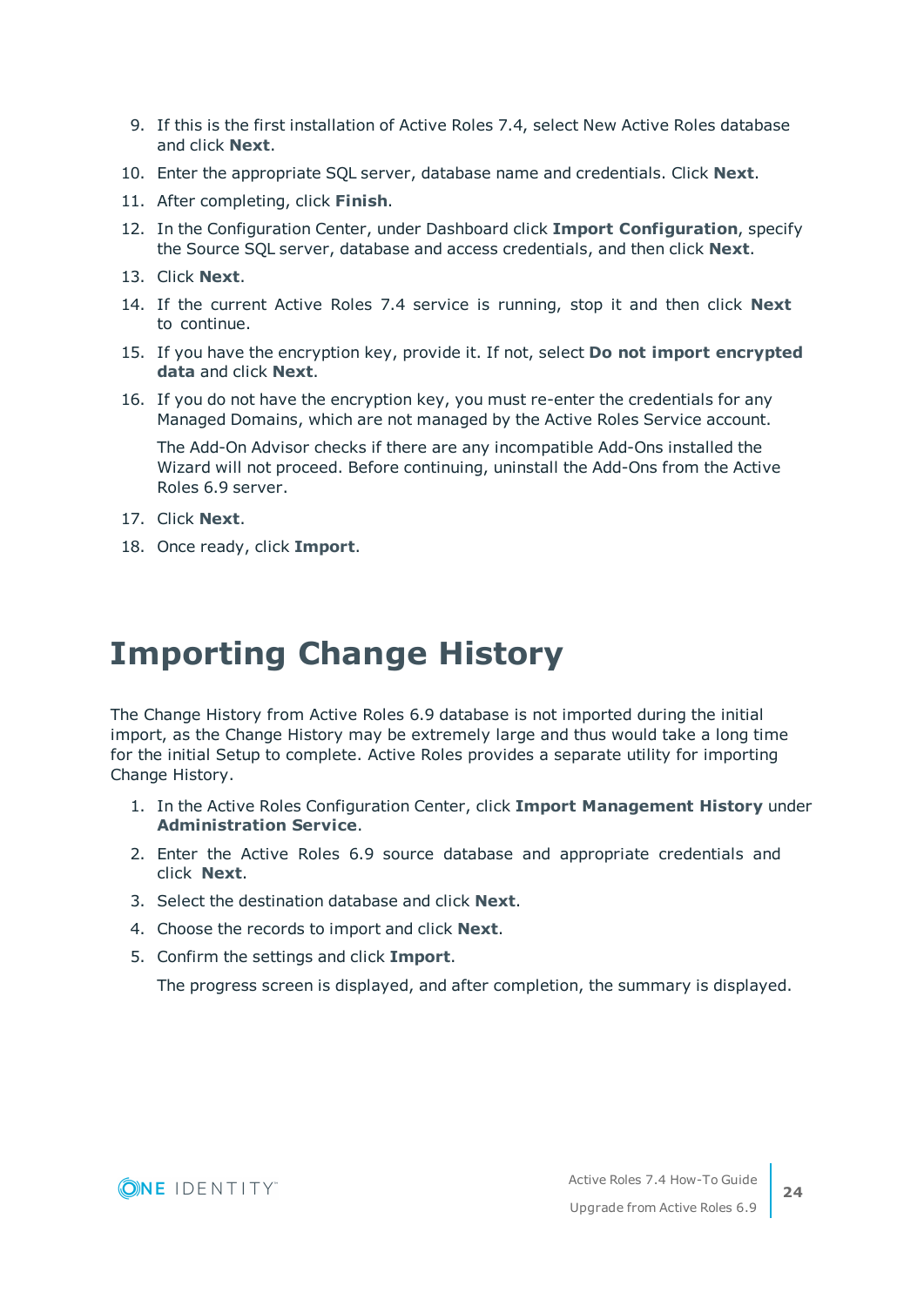9. If this is the first installation of Active Roles 7.4, select New Active Roles database and click **Next**.
10. Enter the appropriate SQL server, database name and credentials. Click **Next**.
11. After completing, click **Finish**.
12. In the Configuration Center, under Dashboard click **Import Configuration**, specify the Source SQL server, database and access credentials, and then click **Next**.
13. Click **Next**.
14. If the current Active Roles 7.4 service is running, stop it and then click **Next** to continue.
15. If you have the encryption key, provide it. If not, select **Do not import encrypted data** and click **Next**.
16. If you do not have the encryption key, you must re-enter the credentials for any Managed Domains, which are not managed by the Active Roles Service account.

    The Add-On Advisor checks if there are any incompatible Add-Ons installed the Wizard will not proceed. Before continuing, uninstall the Add-Ons from the Active Roles 6.9 server.
17. Click **Next**.
18. Once ready, click **Import**.

# Importing Change History

The Change History from Active Roles 6.9 database is not imported during the initial import, as the Change History may be extremely large and thus would take a long time for the initial Setup to complete. Active Roles provides a separate utility for importing Change History.

1. In the Active Roles Configuration Center, click **Import Management History** under **Administration Service**.
2. Enter the Active Roles 6.9 source database and appropriate credentials and click **Next**.
3. Select the destination database and click **Next**.
4. Choose the records to import and click **Next**.
5. Confirm the settings and click **Import**.

   The progress screen is displayed, and after completion, the summary is displayed.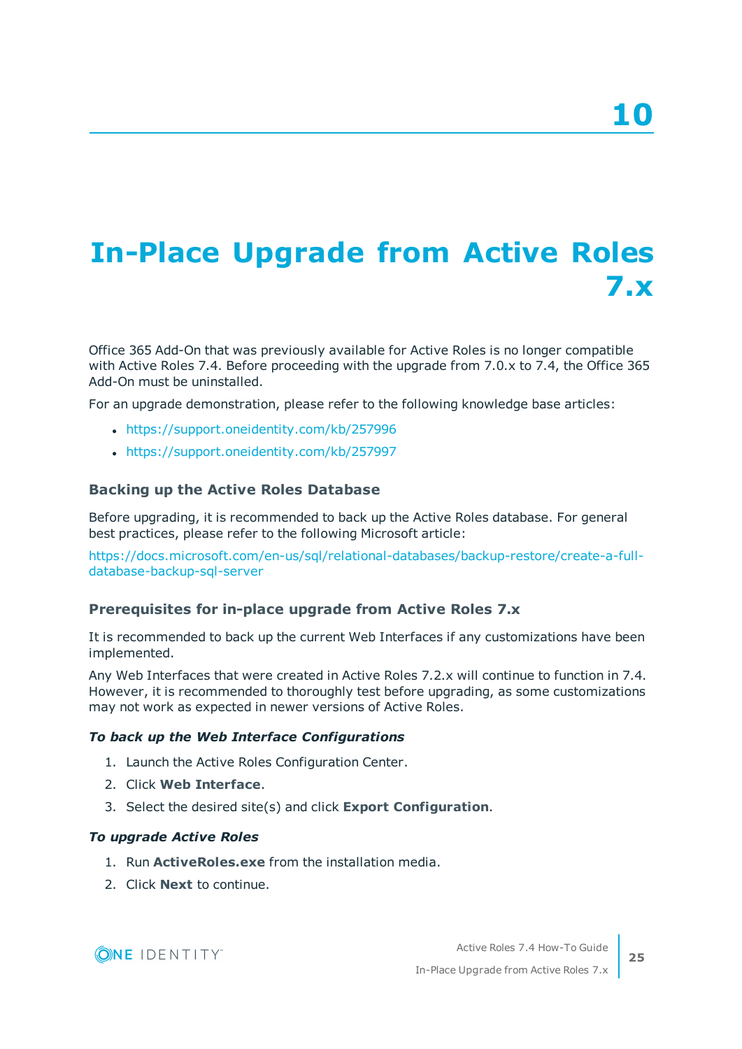# 10

# In-Place Upgrade from Active Roles 7.x

Office 365 Add-On that was previously available for Active Roles is no longer compatible with Active Roles 7.4. Before proceeding with the upgrade from 7.0.x to 7.4, the Office 365 Add-On must be uninstalled.

For an upgrade demonstration, please refer to the following knowledge base articles:

- https://support.oneidentity.com/kb/257996
- https://support.oneidentity.com/kb/257997

### Backing up the Active Roles Database

Before upgrading, it is recommended to back up the Active Roles database. For general best practices, please refer to the following Microsoft article:

https://docs.microsoft.com/en-us/sql/relational-databases/backup-restore/create-a-full-database-backup-sql-server

### Prerequisites for in-place upgrade from Active Roles 7.x

It is recommended to back up the current Web Interfaces if any customizations have been implemented.

Any Web Interfaces that were created in Active Roles 7.2.x will continue to function in 7.4. However, it is recommended to thoroughly test before upgrading, as some customizations may not work as expected in newer versions of Active Roles.

***To back up the Web Interface Configurations***

1. Launch the Active Roles Configuration Center.
2. Click **Web Interface**.
3. Select the desired site(s) and click **Export Configuration**.

***To upgrade Active Roles***

1. Run **ActiveRoles.exe** from the installation media.
2. Click **Next** to continue.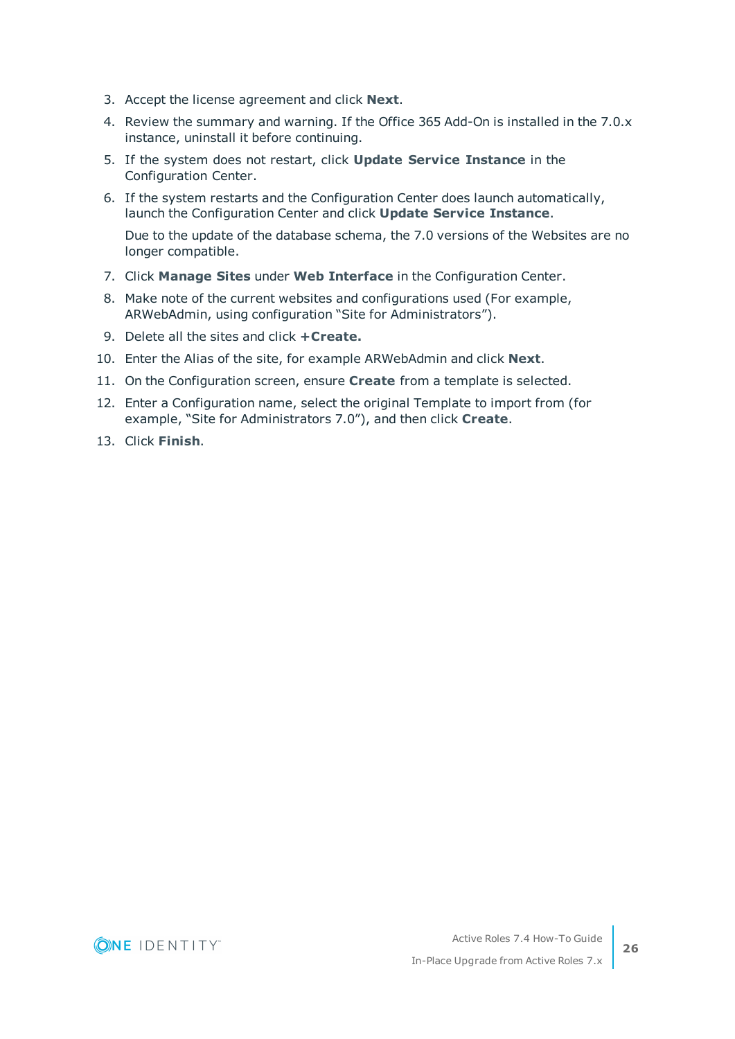3. Accept the license agreement and click **Next**.
4. Review the summary and warning. If the Office 365 Add-On is installed in the 7.0.x instance, uninstall it before continuing.
5. If the system does not restart, click **Update Service Instance** in the Configuration Center.
6. If the system restarts and the Configuration Center does launch automatically, launch the Configuration Center and click **Update Service Instance**.

   Due to the update of the database schema, the 7.0 versions of the Websites are no longer compatible.
7. Click **Manage Sites** under **Web Interface** in the Configuration Center.
8. Make note of the current websites and configurations used (For example, ARWebAdmin, using configuration “Site for Administrators”).
9. Delete all the sites and click **+Create.**
10. Enter the Alias of the site, for example ARWebAdmin and click **Next**.
11. On the Configuration screen, ensure **Create** from a template is selected.
12. Enter a Configuration name, select the original Template to import from (for example, “Site for Administrators 7.0”), and then click **Create**.
13. Click **Finish**.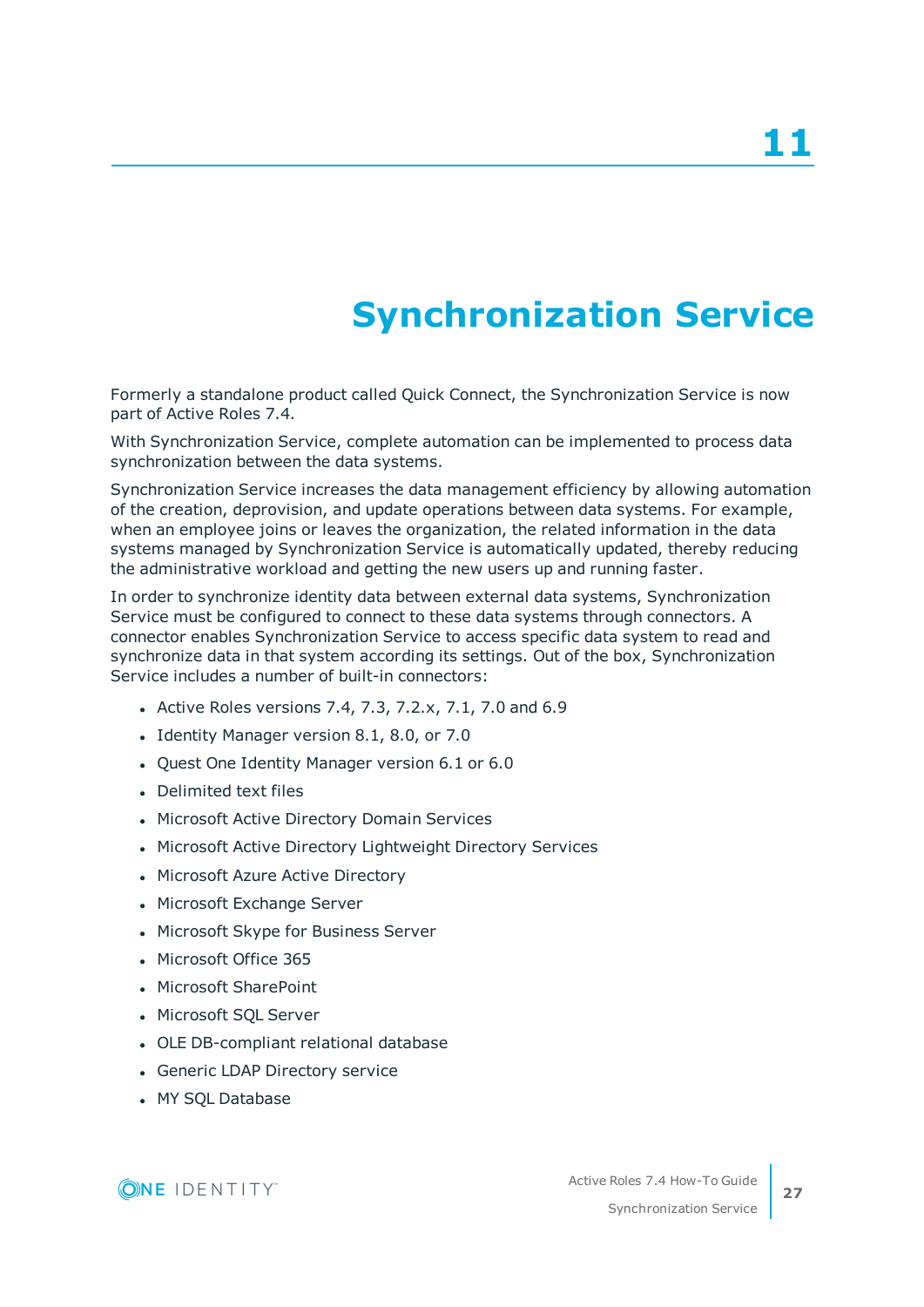# 11

# Synchronization Service

Formerly a standalone product called Quick Connect, the Synchronization Service is now part of Active Roles 7.4.

With Synchronization Service, complete automation can be implemented to process data synchronization between the data systems.

Synchronization Service increases the data management efficiency by allowing automation of the creation, deprovision, and update operations between data systems. For example, when an employee joins or leaves the organization, the related information in the data systems managed by Synchronization Service is automatically updated, thereby reducing the administrative workload and getting the new users up and running faster.

In order to synchronize identity data between external data systems, Synchronization Service must be configured to connect to these data systems through connectors. A connector enables Synchronization Service to access specific data system to read and synchronize data in that system according its settings. Out of the box, Synchronization Service includes a number of built-in connectors:

- Active Roles versions 7.4, 7.3, 7.2.x, 7.1, 7.0 and 6.9
- Identity Manager version 8.1, 8.0, or 7.0
- Quest One Identity Manager version 6.1 or 6.0
- Delimited text files
- Microsoft Active Directory Domain Services
- Microsoft Active Directory Lightweight Directory Services
- Microsoft Azure Active Directory
- Microsoft Exchange Server
- Microsoft Skype for Business Server
- Microsoft Office 365
- Microsoft SharePoint
- Microsoft SQL Server
- OLE DB-compliant relational database
- Generic LDAP Directory service
- MY SQL Database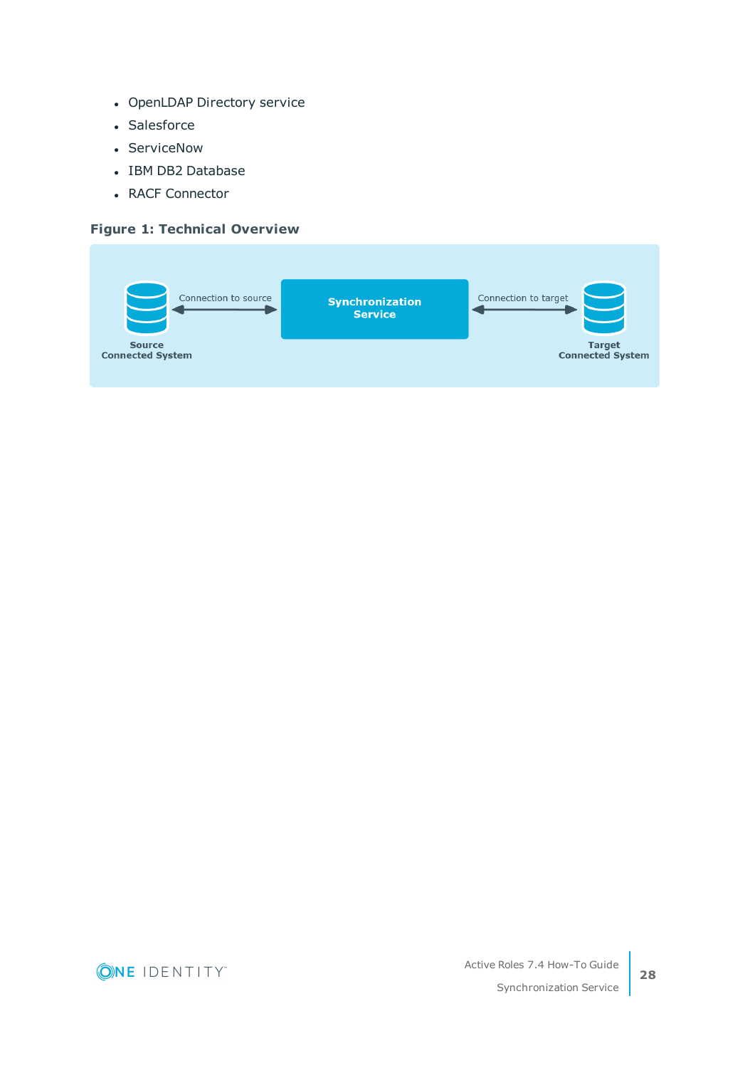- OpenLDAP Directory service
- Salesforce
- ServiceNow
- IBM DB2 Database
- RACF Connector

**Figure 1: Technical Overview**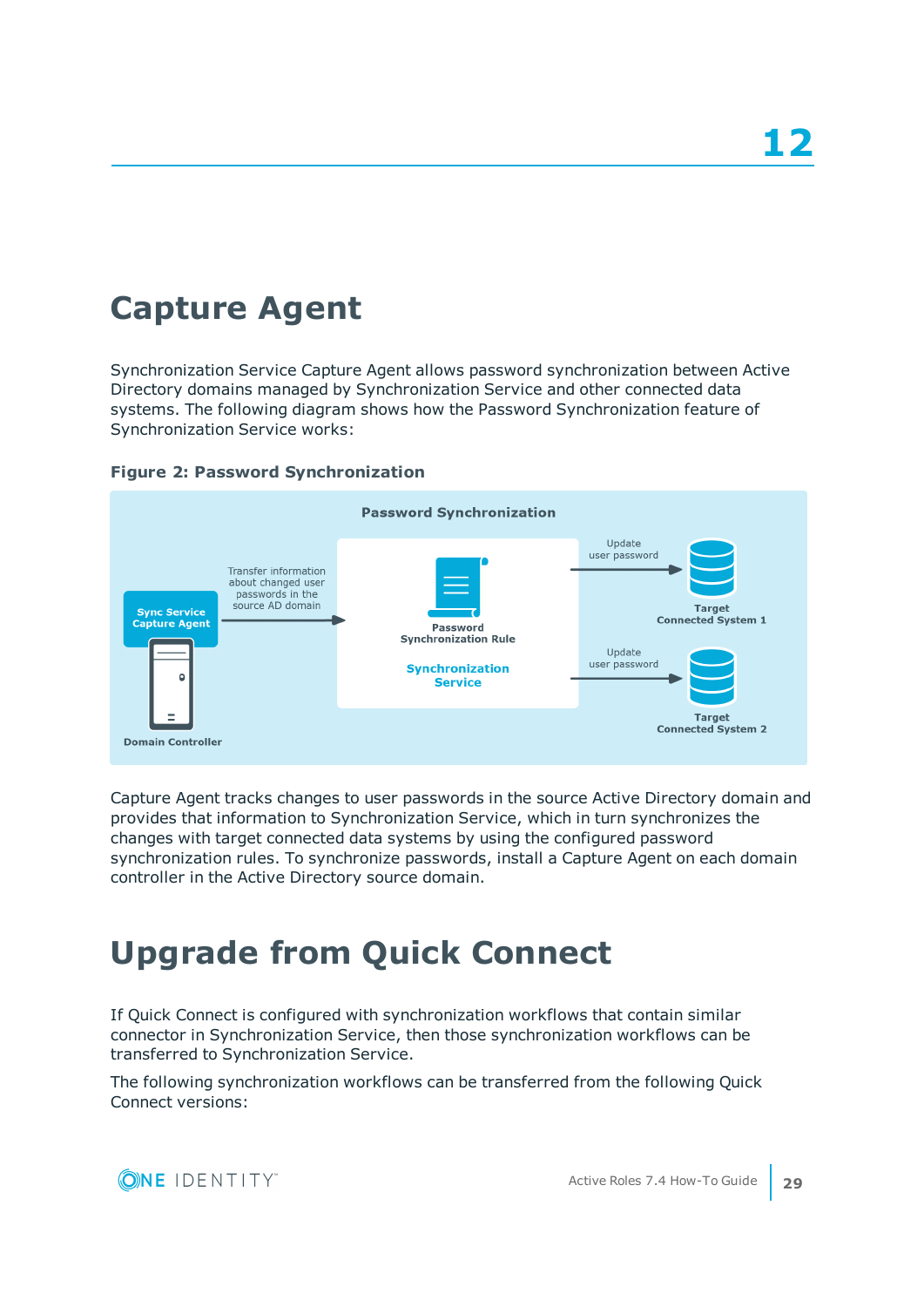# 12

# Capture Agent

Synchronization Service Capture Agent allows password synchronization between Active Directory domains managed by Synchronization Service and other connected data systems. The following diagram shows how the Password Synchronization feature of Synchronization Service works:

**Figure 2: Password Synchronization**

Capture Agent tracks changes to user passwords in the source Active Directory domain and provides that information to Synchronization Service, which in turn synchronizes the changes with target connected data systems by using the configured password synchronization rules. To synchronize passwords, install a Capture Agent on each domain controller in the Active Directory source domain.

# Upgrade from Quick Connect

If Quick Connect is configured with synchronization workflows that contain similar connector in Synchronization Service, then those synchronization workflows can be transferred to Synchronization Service.

The following synchronization workflows can be transferred from the following Quick Connect versions: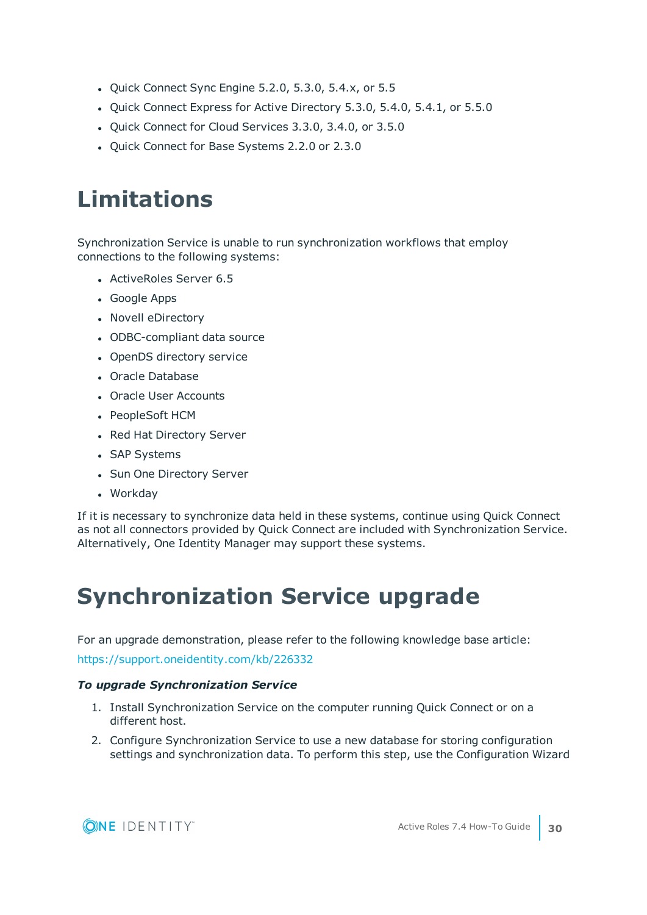- Quick Connect Sync Engine 5.2.0, 5.3.0, 5.4.x, or 5.5
- Quick Connect Express for Active Directory 5.3.0, 5.4.0, 5.4.1, or 5.5.0
- Quick Connect for Cloud Services 3.3.0, 3.4.0, or 3.5.0
- Quick Connect for Base Systems 2.2.0 or 2.3.0

# Limitations

Synchronization Service is unable to run synchronization workflows that employ connections to the following systems:

- ActiveRoles Server 6.5
- Google Apps
- Novell eDirectory
- ODBC-compliant data source
- OpenDS directory service
- Oracle Database
- Oracle User Accounts
- PeopleSoft HCM
- Red Hat Directory Server
- SAP Systems
- Sun One Directory Server
- Workday

If it is necessary to synchronize data held in these systems, continue using Quick Connect as not all connectors provided by Quick Connect are included with Synchronization Service. Alternatively, One Identity Manager may support these systems.

# Synchronization Service upgrade

For an upgrade demonstration, please refer to the following knowledge base article: https://support.oneidentity.com/kb/226332

***To upgrade Synchronization Service***

1. Install Synchronization Service on the computer running Quick Connect or on a different host.
2. Configure Synchronization Service to use a new database for storing configuration settings and synchronization data. To perform this step, use the Configuration Wizard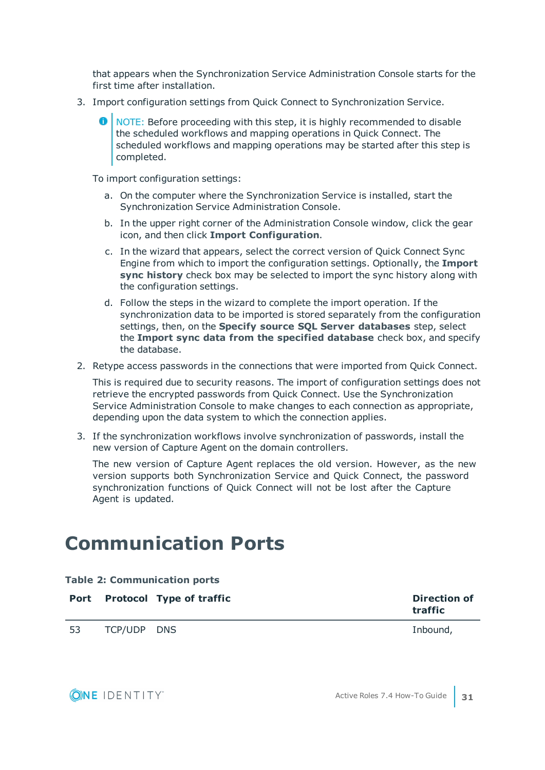that appears when the Synchronization Service Administration Console starts for the first time after installation.

3. Import configuration settings from Quick Connect to Synchronization Service.

   NOTE: Before proceeding with this step, it is highly recommended to disable the scheduled workflows and mapping operations in Quick Connect. The scheduled workflows and mapping operations may be started after this step is completed.

   To import configuration settings:

   a. On the computer where the Synchronization Service is installed, start the Synchronization Service Administration Console.

   b. In the upper right corner of the Administration Console window, click the gear icon, and then click **Import Configuration**.

   c. In the wizard that appears, select the correct version of Quick Connect Sync Engine from which to import the configuration settings. Optionally, the **Import sync history** check box may be selected to import the sync history along with the configuration settings.

   d. Follow the steps in the wizard to complete the import operation. If the synchronization data to be imported is stored separately from the configuration settings, then, on the **Specify source SQL Server databases** step, select the **Import sync data from the specified database** check box, and specify the database.

2. Retype access passwords in the connections that were imported from Quick Connect.

   This is required due to security reasons. The import of configuration settings does not retrieve the encrypted passwords from Quick Connect. Use the Synchronization Service Administration Console to make changes to each connection as appropriate, depending upon the data system to which the connection applies.

3. If the synchronization workflows involve synchronization of passwords, install the new version of Capture Agent on the domain controllers.

   The new version of Capture Agent replaces the old version. However, as the new version supports both Synchronization Service and Quick Connect, the password synchronization functions of Quick Connect will not be lost after the Capture Agent is updated.

# Communication Ports

**Table 2: Communication ports**

| Port | Protocol | Type of traffic | Direction of traffic |
|---|---|---|---|
| 53 | TCP/UDP | DNS | Inbound, |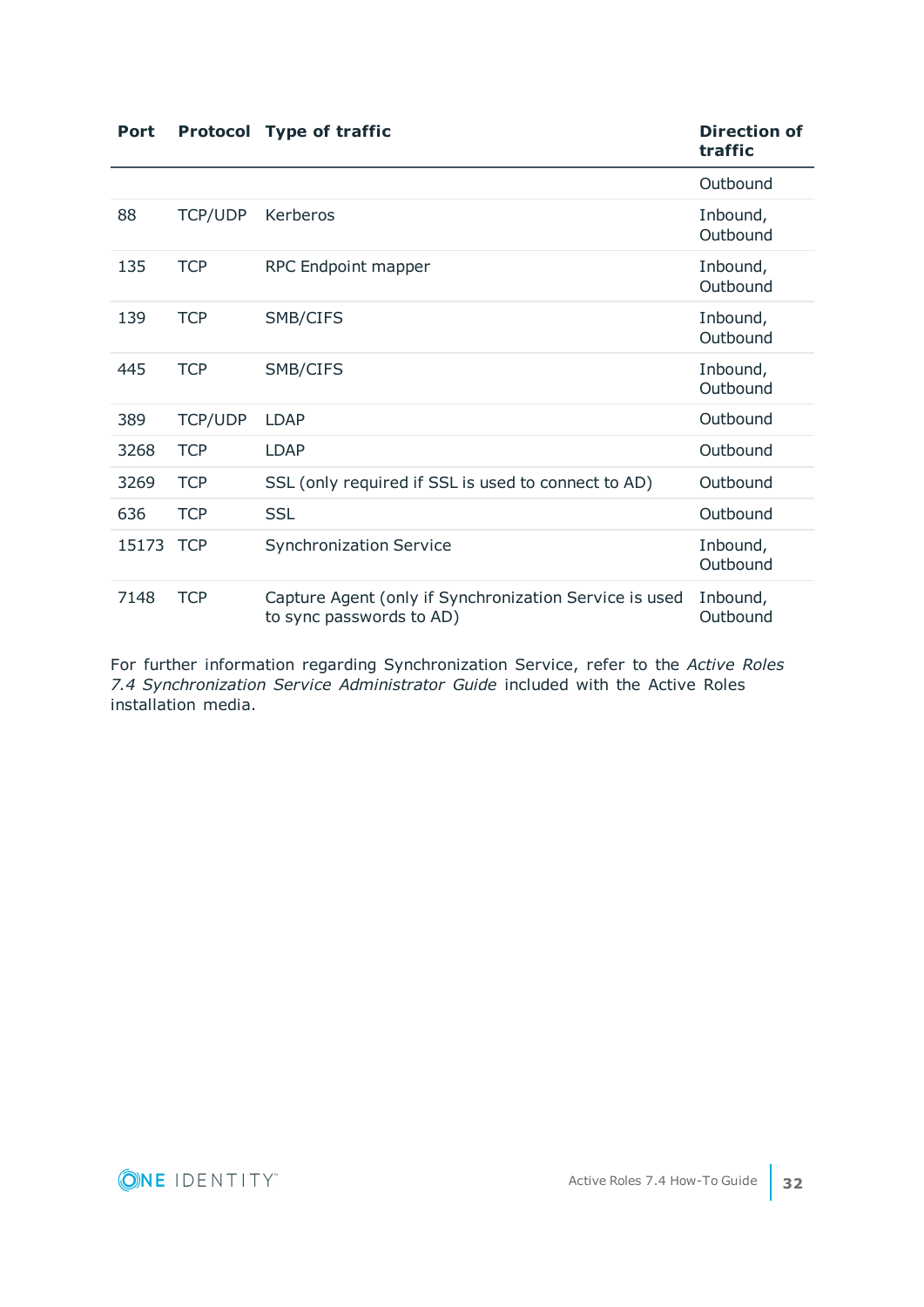| Port | Protocol | Type of traffic | Direction of traffic |
|---|---|---|---|
| | | | Outbound |
| 88 | TCP/UDP | Kerberos | Inbound, Outbound |
| 135 | TCP | RPC Endpoint mapper | Inbound, Outbound |
| 139 | TCP | SMB/CIFS | Inbound, Outbound |
| 445 | TCP | SMB/CIFS | Inbound, Outbound |
| 389 | TCP/UDP | LDAP | Outbound |
| 3268 | TCP | LDAP | Outbound |
| 3269 | TCP | SSL (only required if SSL is used to connect to AD) | Outbound |
| 636 | TCP | SSL | Outbound |
| 15173 | TCP | Synchronization Service | Inbound, Outbound |
| 7148 | TCP | Capture Agent (only if Synchronization Service is used to sync passwords to AD) | Inbound, Outbound |

For further information regarding Synchronization Service, refer to the *Active Roles 7.4 Synchronization Service Administrator Guide* included with the Active Roles installation media.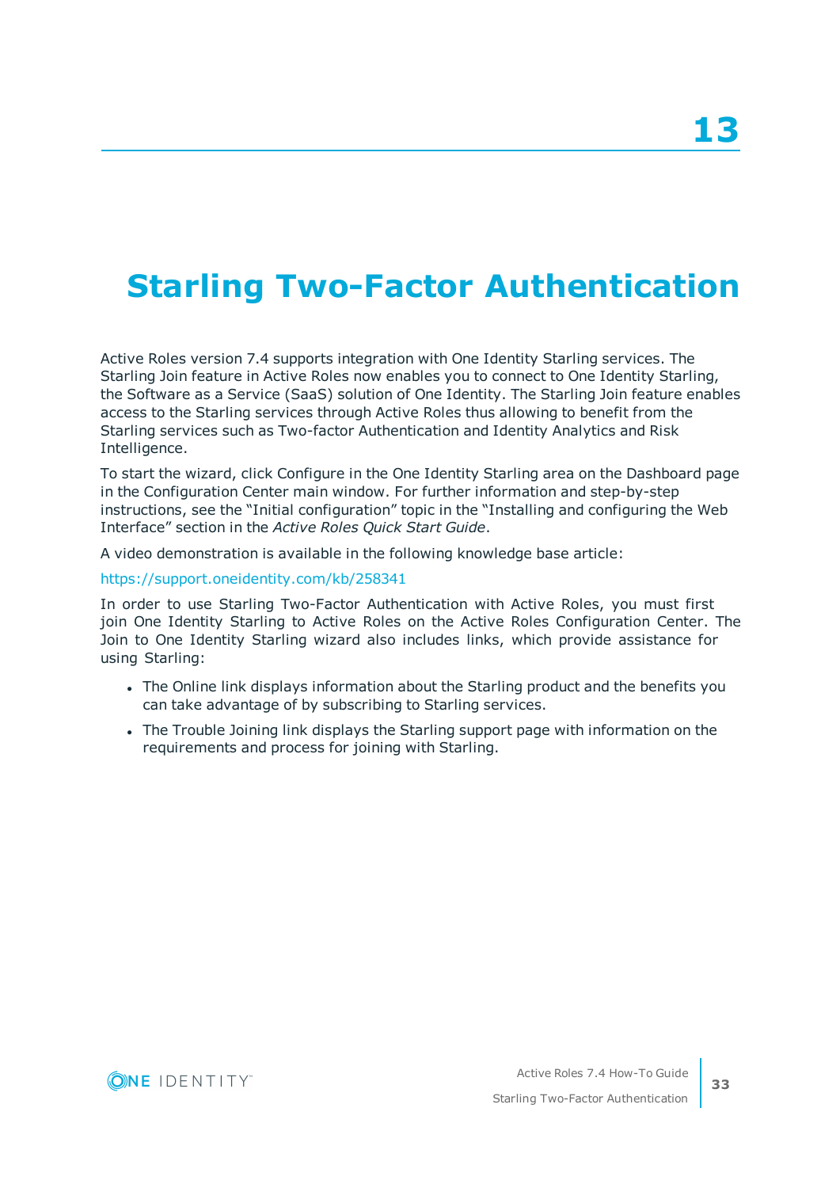# 13

# Starling Two-Factor Authentication

Active Roles version 7.4 supports integration with One Identity Starling services. The Starling Join feature in Active Roles now enables you to connect to One Identity Starling, the Software as a Service (SaaS) solution of One Identity. The Starling Join feature enables access to the Starling services through Active Roles thus allowing to benefit from the Starling services such as Two-factor Authentication and Identity Analytics and Risk Intelligence.

To start the wizard, click Configure in the One Identity Starling area on the Dashboard page in the Configuration Center main window. For further information and step-by-step instructions, see the "Initial configuration" topic in the "Installing and configuring the Web Interface" section in the *Active Roles Quick Start Guide*.

A video demonstration is available in the following knowledge base article:

https://support.oneidentity.com/kb/258341

In order to use Starling Two-Factor Authentication with Active Roles, you must first join One Identity Starling to Active Roles on the Active Roles Configuration Center. The Join to One Identity Starling wizard also includes links, which provide assistance for using Starling:

- The Online link displays information about the Starling product and the benefits you can take advantage of by subscribing to Starling services.
- The Trouble Joining link displays the Starling support page with information on the requirements and process for joining with Starling.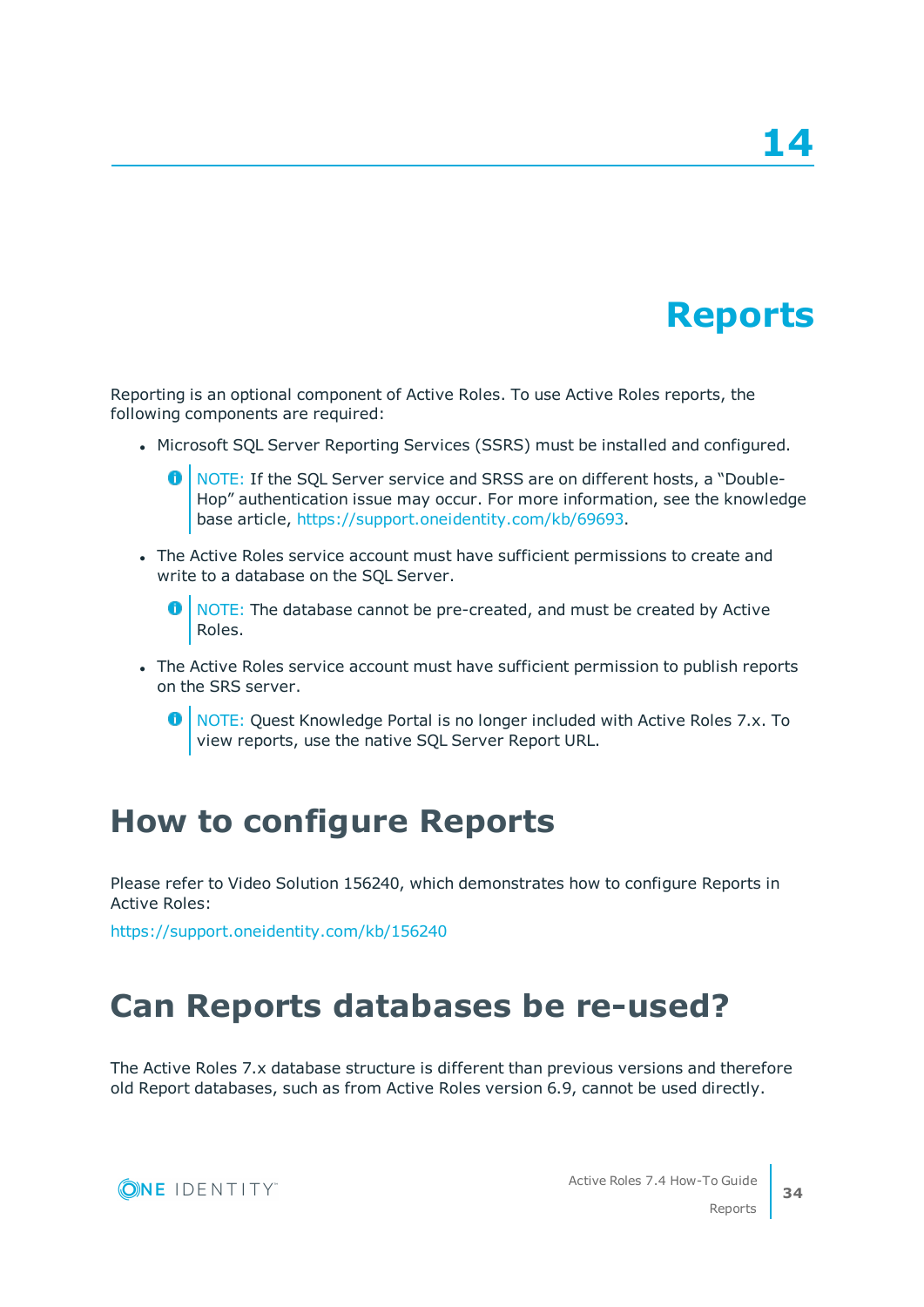# 14

# Reports

Reporting is an optional component of Active Roles. To use Active Roles reports, the following components are required:

- Microsoft SQL Server Reporting Services (SSRS) must be installed and configured.

  > NOTE: If the SQL Server service and SRSS are on different hosts, a "Double-Hop" authentication issue may occur. For more information, see the knowledge base article, https://support.oneidentity.com/kb/69693.

- The Active Roles service account must have sufficient permissions to create and write to a database on the SQL Server.

  > NOTE: The database cannot be pre-created, and must be created by Active Roles.

- The Active Roles service account must have sufficient permission to publish reports on the SRS server.

  > NOTE: Quest Knowledge Portal is no longer included with Active Roles 7.x. To view reports, use the native SQL Server Report URL.

## How to configure Reports

Please refer to Video Solution 156240, which demonstrates how to configure Reports in Active Roles:

https://support.oneidentity.com/kb/156240

## Can Reports databases be re-used?

The Active Roles 7.x database structure is different than previous versions and therefore old Report databases, such as from Active Roles version 6.9, cannot be used directly.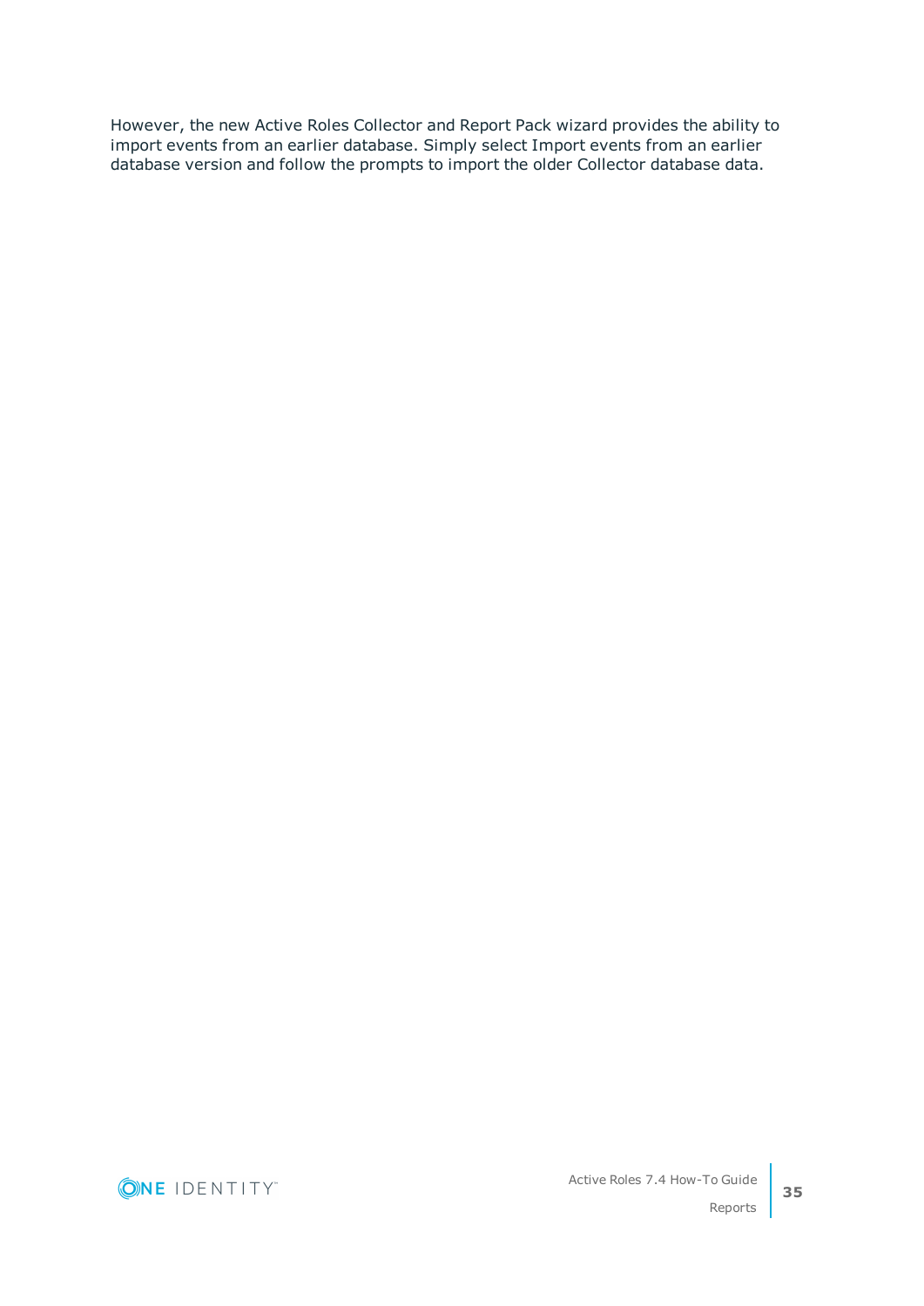However, the new Active Roles Collector and Report Pack wizard provides the ability to import events from an earlier database. Simply select Import events from an earlier database version and follow the prompts to import the older Collector database data.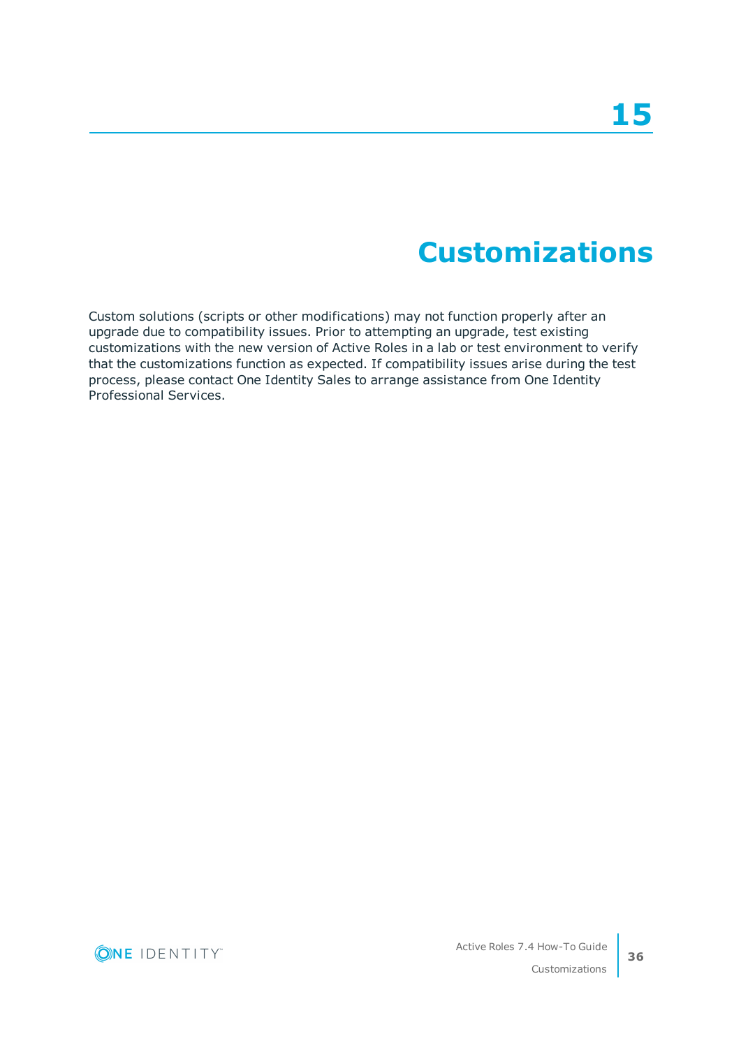# 15

# Customizations

Custom solutions (scripts or other modifications) may not function properly after an upgrade due to compatibility issues. Prior to attempting an upgrade, test existing customizations with the new version of Active Roles in a lab or test environment to verify that the customizations function as expected. If compatibility issues arise during the test process, please contact One Identity Sales to arrange assistance from One Identity Professional Services.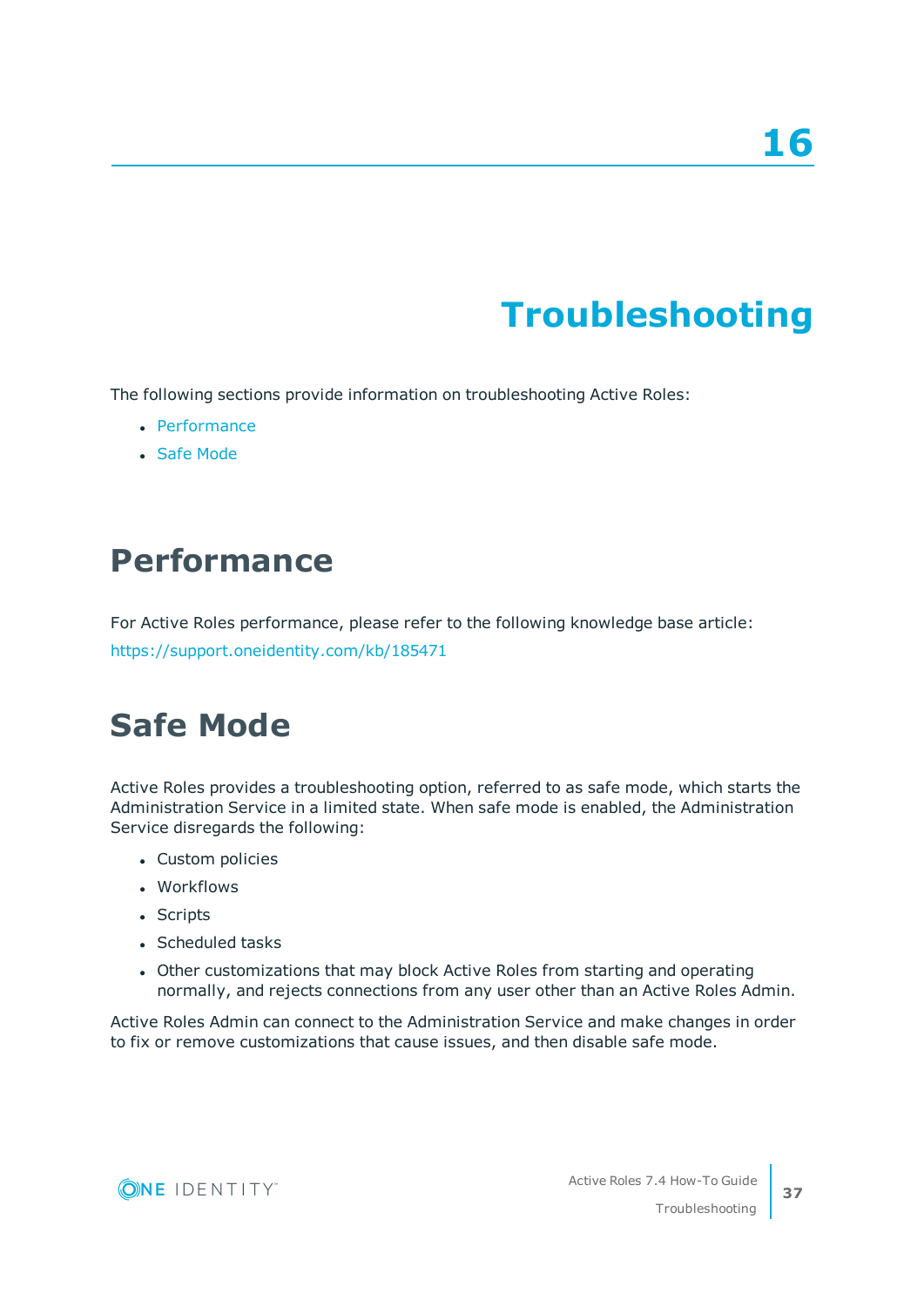# 16

# Troubleshooting

The following sections provide information on troubleshooting Active Roles:

- Performance
- Safe Mode

## Performance

For Active Roles performance, please refer to the following knowledge base article:

https://support.oneidentity.com/kb/185471

## Safe Mode

Active Roles provides a troubleshooting option, referred to as safe mode, which starts the Administration Service in a limited state. When safe mode is enabled, the Administration Service disregards the following:

- Custom policies
- Workflows
- Scripts
- Scheduled tasks
- Other customizations that may block Active Roles from starting and operating normally, and rejects connections from any user other than an Active Roles Admin.

Active Roles Admin can connect to the Administration Service and make changes in order to fix or remove customizations that cause issues, and then disable safe mode.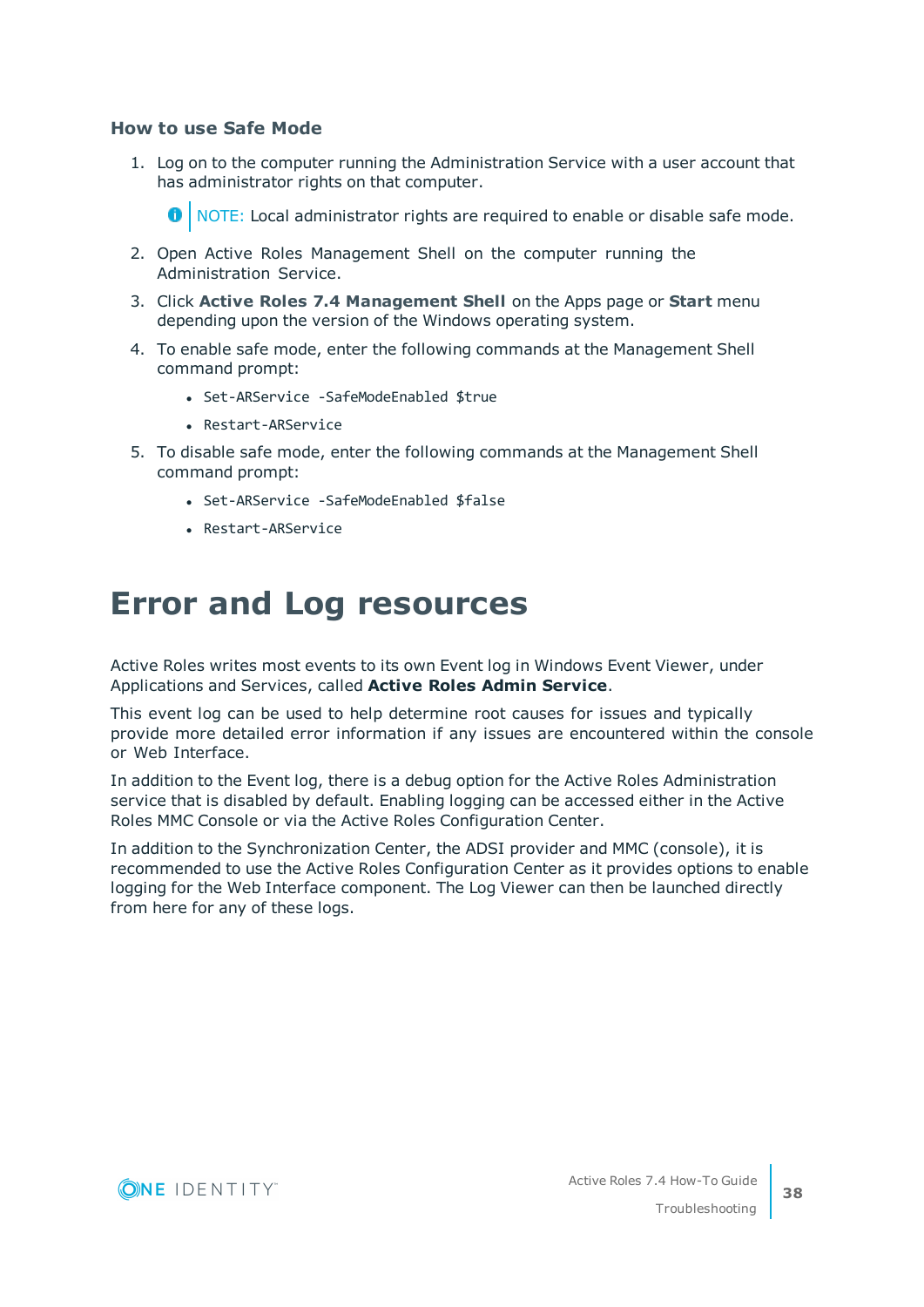### How to use Safe Mode

1. Log on to the computer running the Administration Service with a user account that has administrator rights on that computer.

   NOTE: Local administrator rights are required to enable or disable safe mode.

2. Open Active Roles Management Shell on the computer running the Administration Service.
3. Click **Active Roles 7.4 Management Shell** on the Apps page or **Start** menu depending upon the version of the Windows operating system.
4. To enable safe mode, enter the following commands at the Management Shell command prompt:
   - `Set-ARService -SafeModeEnabled $true`
   - `Restart-ARService`
5. To disable safe mode, enter the following commands at the Management Shell command prompt:
   - `Set-ARService -SafeModeEnabled $false`
   - `Restart-ARService`

# Error and Log resources

Active Roles writes most events to its own Event log in Windows Event Viewer, under Applications and Services, called **Active Roles Admin Service**.

This event log can be used to help determine root causes for issues and typically provide more detailed error information if any issues are encountered within the console or Web Interface.

In addition to the Event log, there is a debug option for the Active Roles Administration service that is disabled by default. Enabling logging can be accessed either in the Active Roles MMC Console or via the Active Roles Configuration Center.

In addition to the Synchronization Center, the ADSI provider and MMC (console), it is recommended to use the Active Roles Configuration Center as it provides options to enable logging for the Web Interface component. The Log Viewer can then be launched directly from here for any of these logs.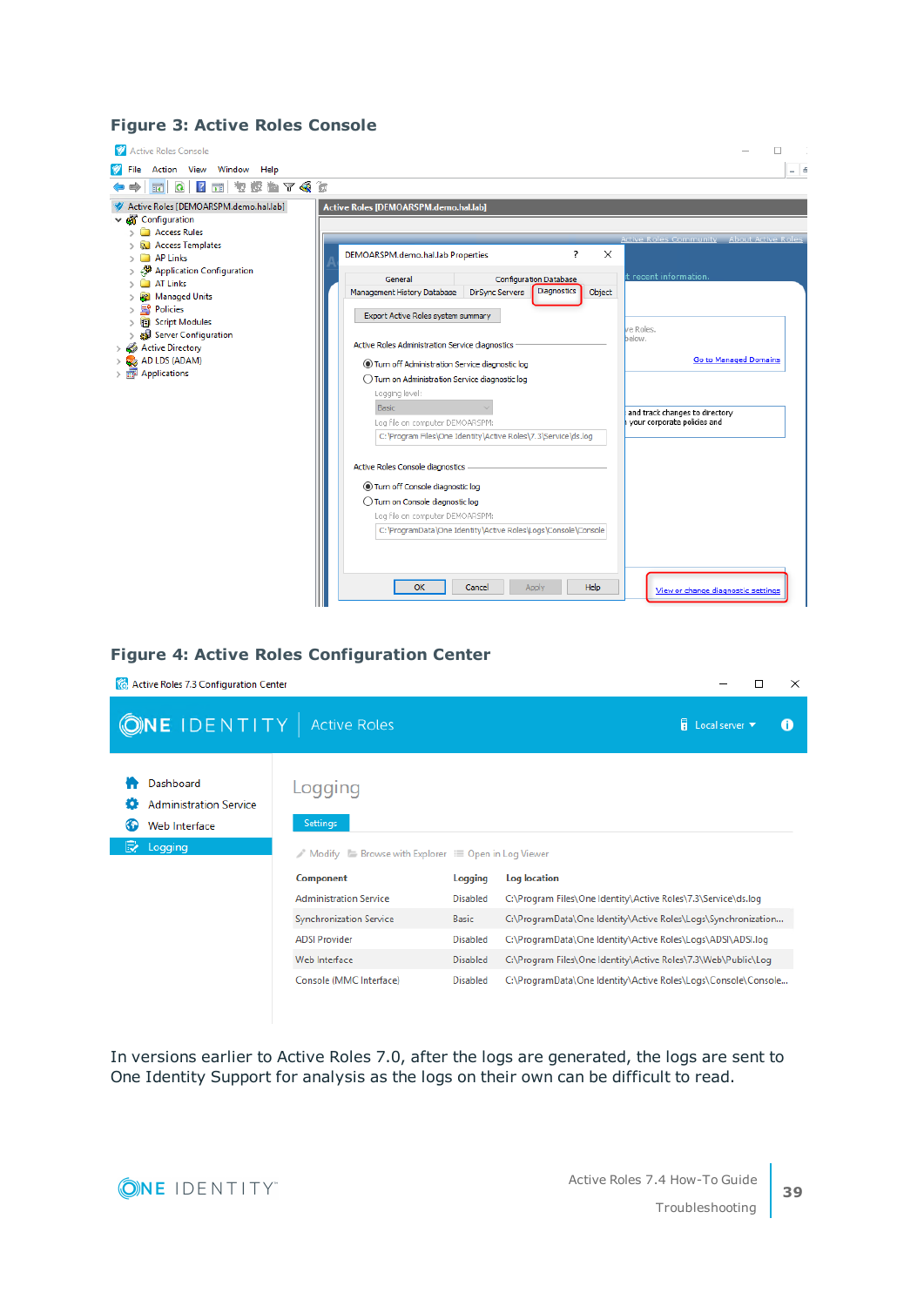**Figure 3: Active Roles Console**

**Figure 4: Active Roles Configuration Center**

In versions earlier to Active Roles 7.0, after the logs are generated, the logs are sent to One Identity Support for analysis as the logs on their own can be difficult to read.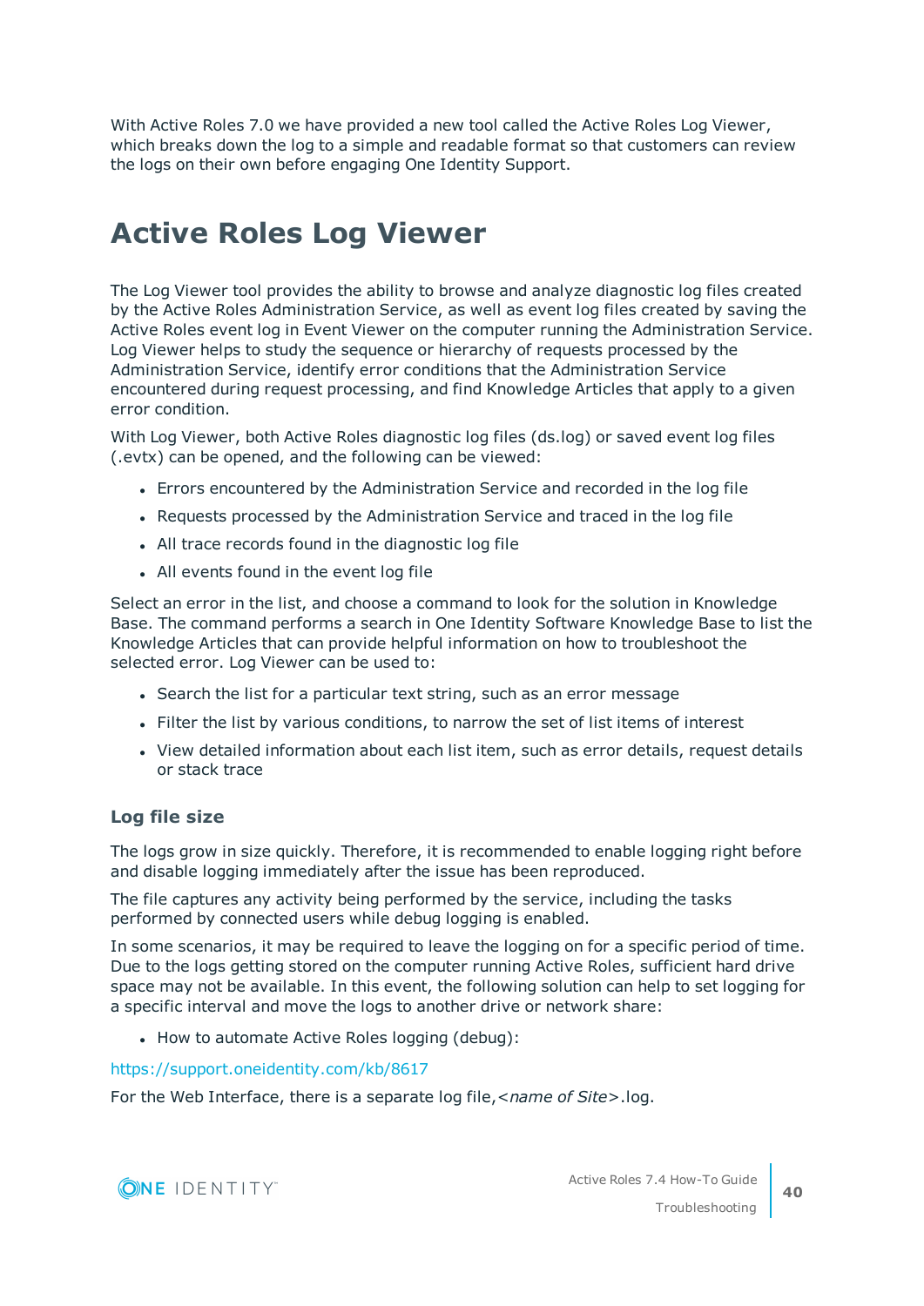With Active Roles 7.0 we have provided a new tool called the Active Roles Log Viewer, which breaks down the log to a simple and readable format so that customers can review the logs on their own before engaging One Identity Support.

# Active Roles Log Viewer

The Log Viewer tool provides the ability to browse and analyze diagnostic log files created by the Active Roles Administration Service, as well as event log files created by saving the Active Roles event log in Event Viewer on the computer running the Administration Service. Log Viewer helps to study the sequence or hierarchy of requests processed by the Administration Service, identify error conditions that the Administration Service encountered during request processing, and find Knowledge Articles that apply to a given error condition.

With Log Viewer, both Active Roles diagnostic log files (ds.log) or saved event log files (.evtx) can be opened, and the following can be viewed:

- Errors encountered by the Administration Service and recorded in the log file
- Requests processed by the Administration Service and traced in the log file
- All trace records found in the diagnostic log file
- All events found in the event log file

Select an error in the list, and choose a command to look for the solution in Knowledge Base. The command performs a search in One Identity Software Knowledge Base to list the Knowledge Articles that can provide helpful information on how to troubleshoot the selected error. Log Viewer can be used to:

- Search the list for a particular text string, such as an error message
- Filter the list by various conditions, to narrow the set of list items of interest
- View detailed information about each list item, such as error details, request details or stack trace

### Log file size

The logs grow in size quickly. Therefore, it is recommended to enable logging right before and disable logging immediately after the issue has been reproduced.

The file captures any activity being performed by the service, including the tasks performed by connected users while debug logging is enabled.

In some scenarios, it may be required to leave the logging on for a specific period of time. Due to the logs getting stored on the computer running Active Roles, sufficient hard drive space may not be available. In this event, the following solution can help to set logging for a specific interval and move the logs to another drive or network share:

- How to automate Active Roles logging (debug):

https://support.oneidentity.com/kb/8617

For the Web Interface, there is a separate log file,*<name of Site>*.log.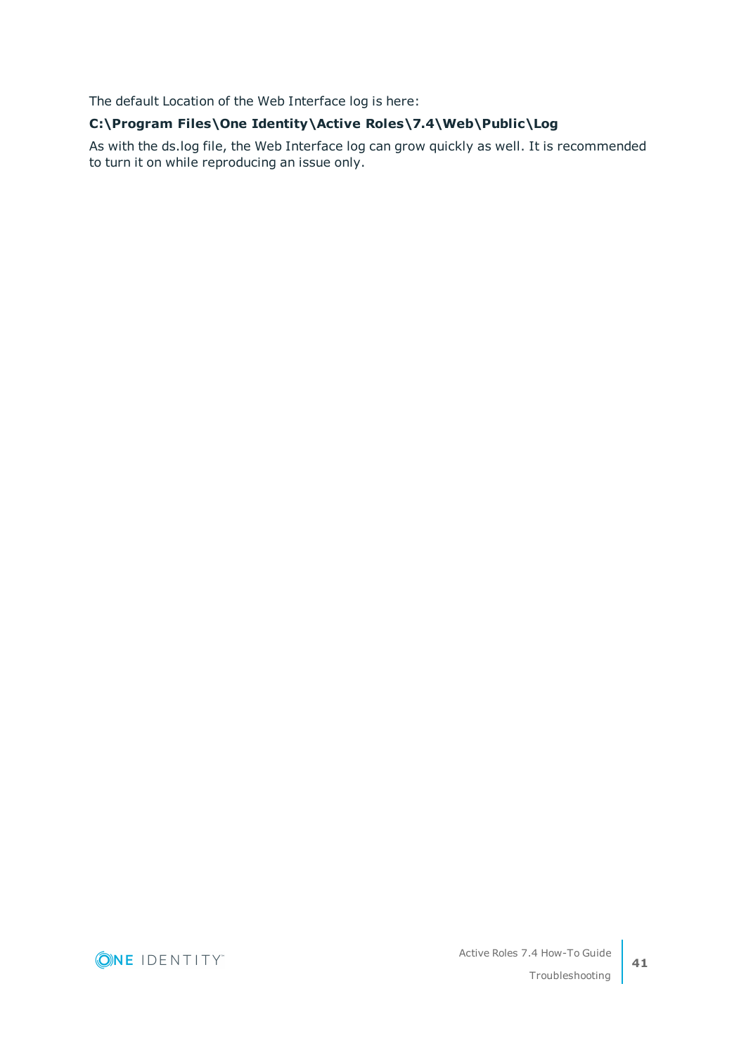The default Location of the Web Interface log is here:

**C:\Program Files\One Identity\Active Roles\7.4\Web\Public\Log**

As with the ds.log file, the Web Interface log can grow quickly as well. It is recommended to turn it on while reproducing an issue only.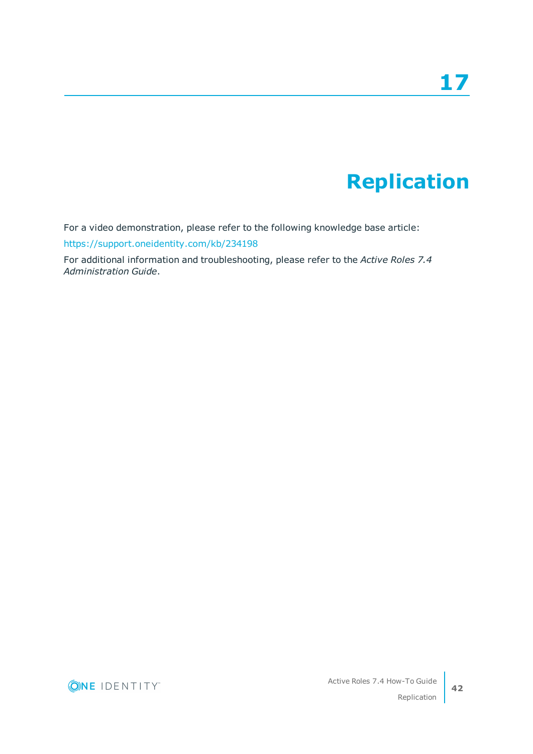# 17

# Replication

For a video demonstration, please refer to the following knowledge base article:

https://support.oneidentity.com/kb/234198

For additional information and troubleshooting, please refer to the *Active Roles 7.4 Administration Guide*.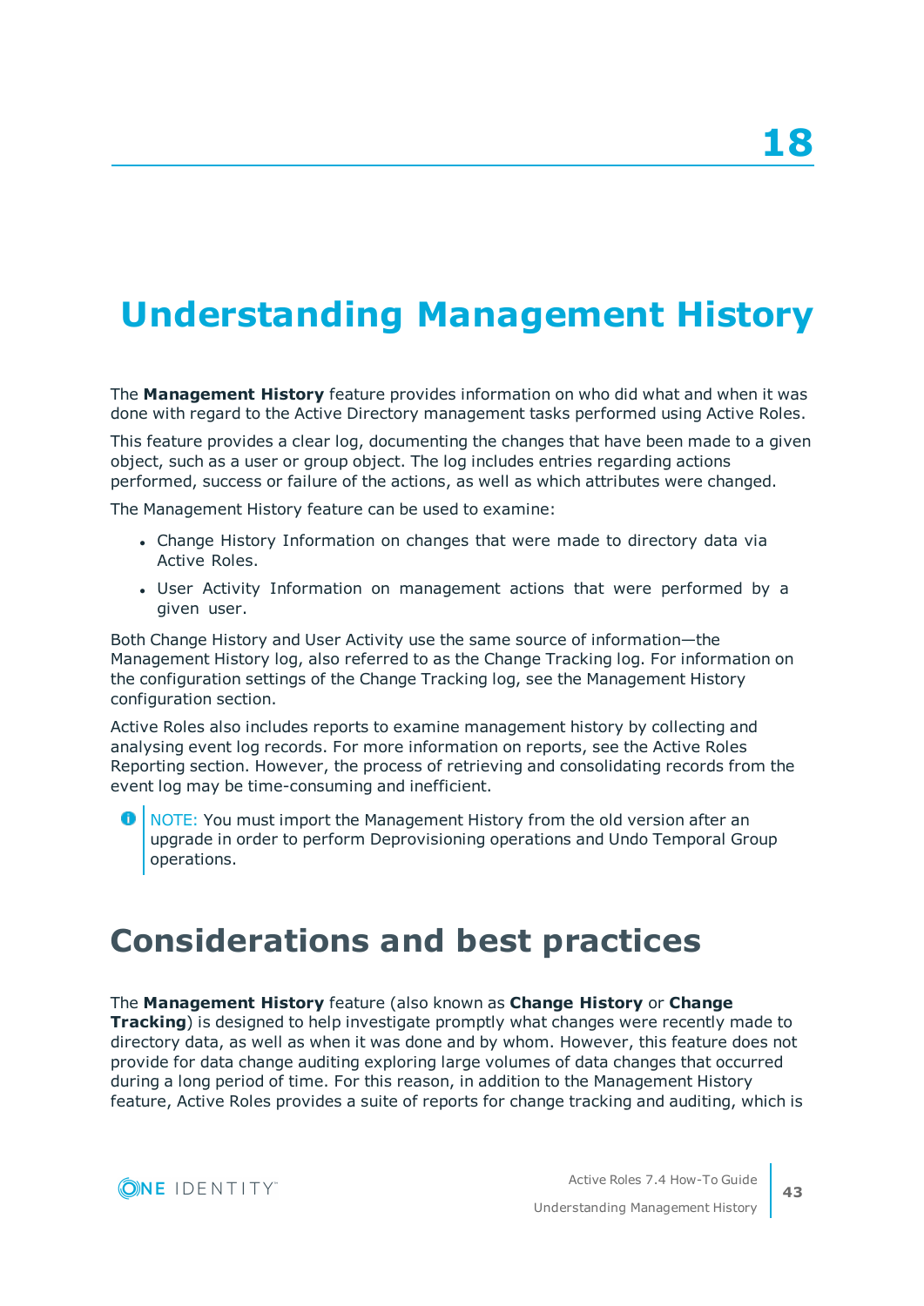# 18

# Understanding Management History

The **Management History** feature provides information on who did what and when it was done with regard to the Active Directory management tasks performed using Active Roles.

This feature provides a clear log, documenting the changes that have been made to a given object, such as a user or group object. The log includes entries regarding actions performed, success or failure of the actions, as well as which attributes were changed.

The Management History feature can be used to examine:

- Change History Information on changes that were made to directory data via Active Roles.
- User Activity Information on management actions that were performed by a given user.

Both Change History and User Activity use the same source of information—the Management History log, also referred to as the Change Tracking log. For information on the configuration settings of the Change Tracking log, see the Management History configuration section.

Active Roles also includes reports to examine management history by collecting and analysing event log records. For more information on reports, see the Active Roles Reporting section. However, the process of retrieving and consolidating records from the event log may be time-consuming and inefficient.

NOTE: You must import the Management History from the old version after an upgrade in order to perform Deprovisioning operations and Undo Temporal Group operations.

## Considerations and best practices

The **Management History** feature (also known as **Change History** or **Change Tracking**) is designed to help investigate promptly what changes were recently made to directory data, as well as when it was done and by whom. However, this feature does not provide for data change auditing exploring large volumes of data changes that occurred during a long period of time. For this reason, in addition to the Management History feature, Active Roles provides a suite of reports for change tracking and auditing, which is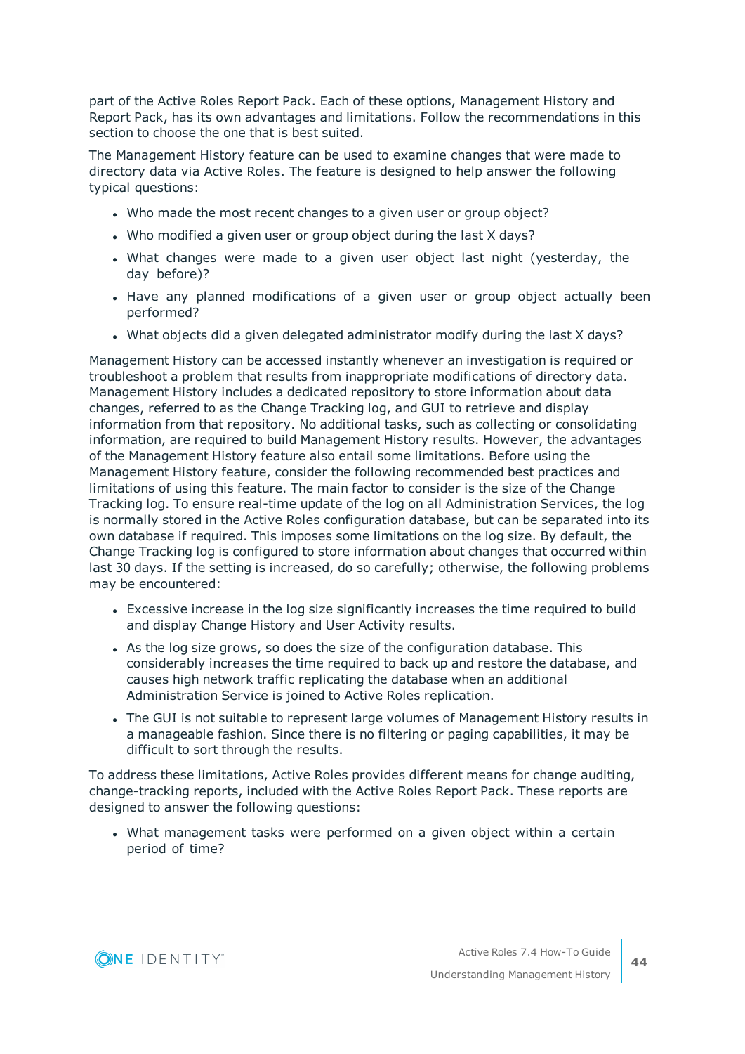part of the Active Roles Report Pack. Each of these options, Management History and Report Pack, has its own advantages and limitations. Follow the recommendations in this section to choose the one that is best suited.

The Management History feature can be used to examine changes that were made to directory data via Active Roles. The feature is designed to help answer the following typical questions:

- Who made the most recent changes to a given user or group object?
- Who modified a given user or group object during the last X days?
- What changes were made to a given user object last night (yesterday, the day before)?
- Have any planned modifications of a given user or group object actually been performed?
- What objects did a given delegated administrator modify during the last X days?

Management History can be accessed instantly whenever an investigation is required or troubleshoot a problem that results from inappropriate modifications of directory data. Management History includes a dedicated repository to store information about data changes, referred to as the Change Tracking log, and GUI to retrieve and display information from that repository. No additional tasks, such as collecting or consolidating information, are required to build Management History results. However, the advantages of the Management History feature also entail some limitations. Before using the Management History feature, consider the following recommended best practices and limitations of using this feature. The main factor to consider is the size of the Change Tracking log. To ensure real-time update of the log on all Administration Services, the log is normally stored in the Active Roles configuration database, but can be separated into its own database if required. This imposes some limitations on the log size. By default, the Change Tracking log is configured to store information about changes that occurred within last 30 days. If the setting is increased, do so carefully; otherwise, the following problems may be encountered:

- Excessive increase in the log size significantly increases the time required to build and display Change History and User Activity results.
- As the log size grows, so does the size of the configuration database. This considerably increases the time required to back up and restore the database, and causes high network traffic replicating the database when an additional Administration Service is joined to Active Roles replication.
- The GUI is not suitable to represent large volumes of Management History results in a manageable fashion. Since there is no filtering or paging capabilities, it may be difficult to sort through the results.

To address these limitations, Active Roles provides different means for change auditing, change-tracking reports, included with the Active Roles Report Pack. These reports are designed to answer the following questions:

- What management tasks were performed on a given object within a certain period of time?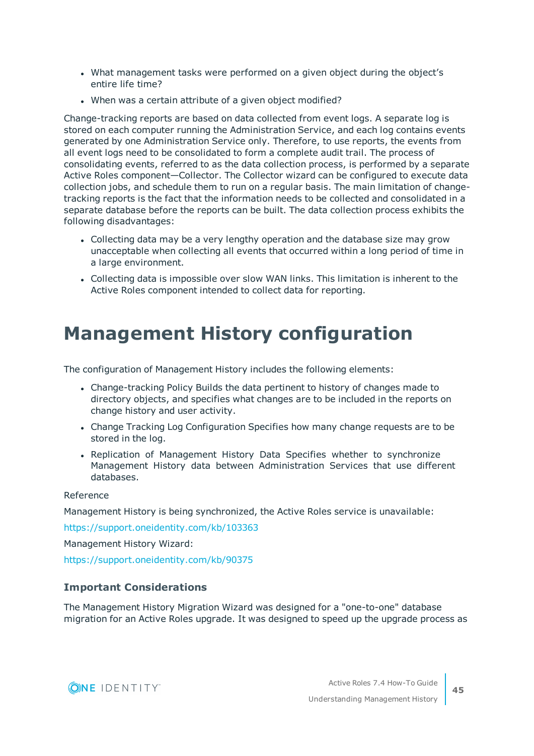- What management tasks were performed on a given object during the object's entire life time?
- When was a certain attribute of a given object modified?

Change-tracking reports are based on data collected from event logs. A separate log is stored on each computer running the Administration Service, and each log contains events generated by one Administration Service only. Therefore, to use reports, the events from all event logs need to be consolidated to form a complete audit trail. The process of consolidating events, referred to as the data collection process, is performed by a separate Active Roles component—Collector. The Collector wizard can be configured to execute data collection jobs, and schedule them to run on a regular basis. The main limitation of change-tracking reports is the fact that the information needs to be collected and consolidated in a separate database before the reports can be built. The data collection process exhibits the following disadvantages:

- Collecting data may be a very lengthy operation and the database size may grow unacceptable when collecting all events that occurred within a long period of time in a large environment.
- Collecting data is impossible over slow WAN links. This limitation is inherent to the Active Roles component intended to collect data for reporting.

# Management History configuration

The configuration of Management History includes the following elements:

- Change-tracking Policy Builds the data pertinent to history of changes made to directory objects, and specifies what changes are to be included in the reports on change history and user activity.
- Change Tracking Log Configuration Specifies how many change requests are to be stored in the log.
- Replication of Management History Data Specifies whether to synchronize Management History data between Administration Services that use different databases.

Reference

Management History is being synchronized, the Active Roles service is unavailable:

https://support.oneidentity.com/kb/103363

Management History Wizard:

https://support.oneidentity.com/kb/90375

### Important Considerations

The Management History Migration Wizard was designed for a "one-to-one" database migration for an Active Roles upgrade. It was designed to speed up the upgrade process as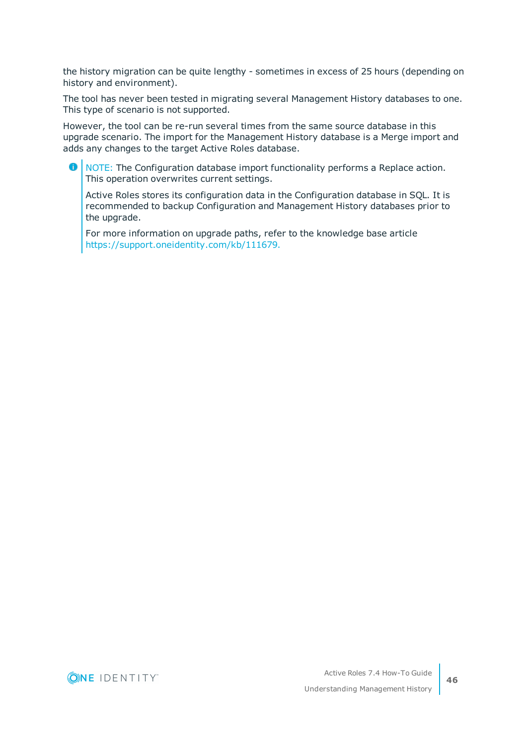the history migration can be quite lengthy - sometimes in excess of 25 hours (depending on history and environment).

The tool has never been tested in migrating several Management History databases to one. This type of scenario is not supported.

However, the tool can be re-run several times from the same source database in this upgrade scenario. The import for the Management History database is a Merge import and adds any changes to the target Active Roles database.

> NOTE: The Configuration database import functionality performs a Replace action. This operation overwrites current settings.
>
> Active Roles stores its configuration data in the Configuration database in SQL. It is recommended to backup Configuration and Management History databases prior to the upgrade.
>
> For more information on upgrade paths, refer to the knowledge base article https://support.oneidentity.com/kb/111679.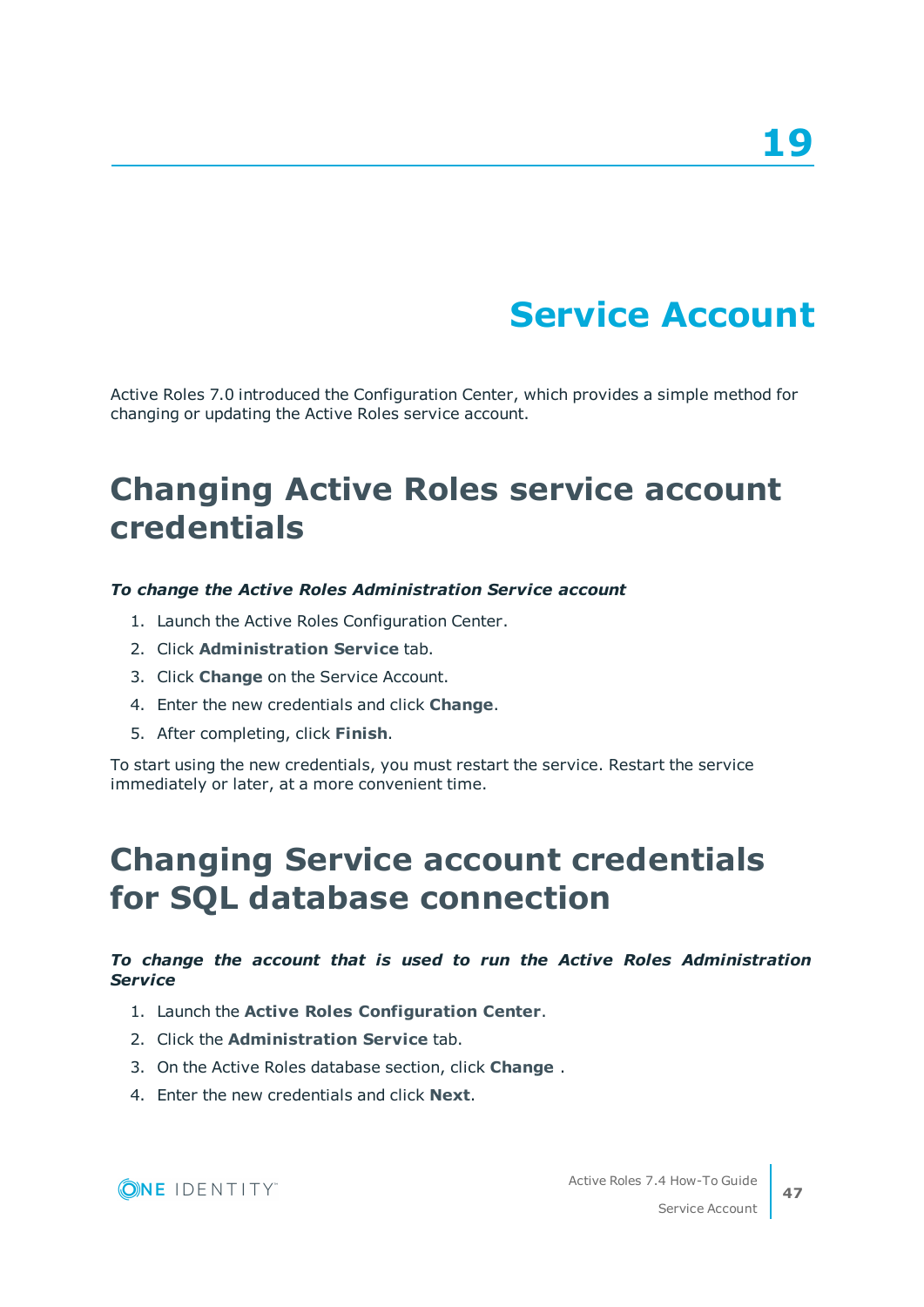# 19

# Service Account

Active Roles 7.0 introduced the Configuration Center, which provides a simple method for changing or updating the Active Roles service account.

## Changing Active Roles service account credentials

***To change the Active Roles Administration Service account***

1. Launch the Active Roles Configuration Center.
2. Click **Administration Service** tab.
3. Click **Change** on the Service Account.
4. Enter the new credentials and click **Change**.
5. After completing, click **Finish**.

To start using the new credentials, you must restart the service. Restart the service immediately or later, at a more convenient time.

## Changing Service account credentials for SQL database connection

***To change the account that is used to run the Active Roles Administration Service***

1. Launch the **Active Roles Configuration Center**.
2. Click the **Administration Service** tab.
3. On the Active Roles database section, click **Change** .
4. Enter the new credentials and click **Next**.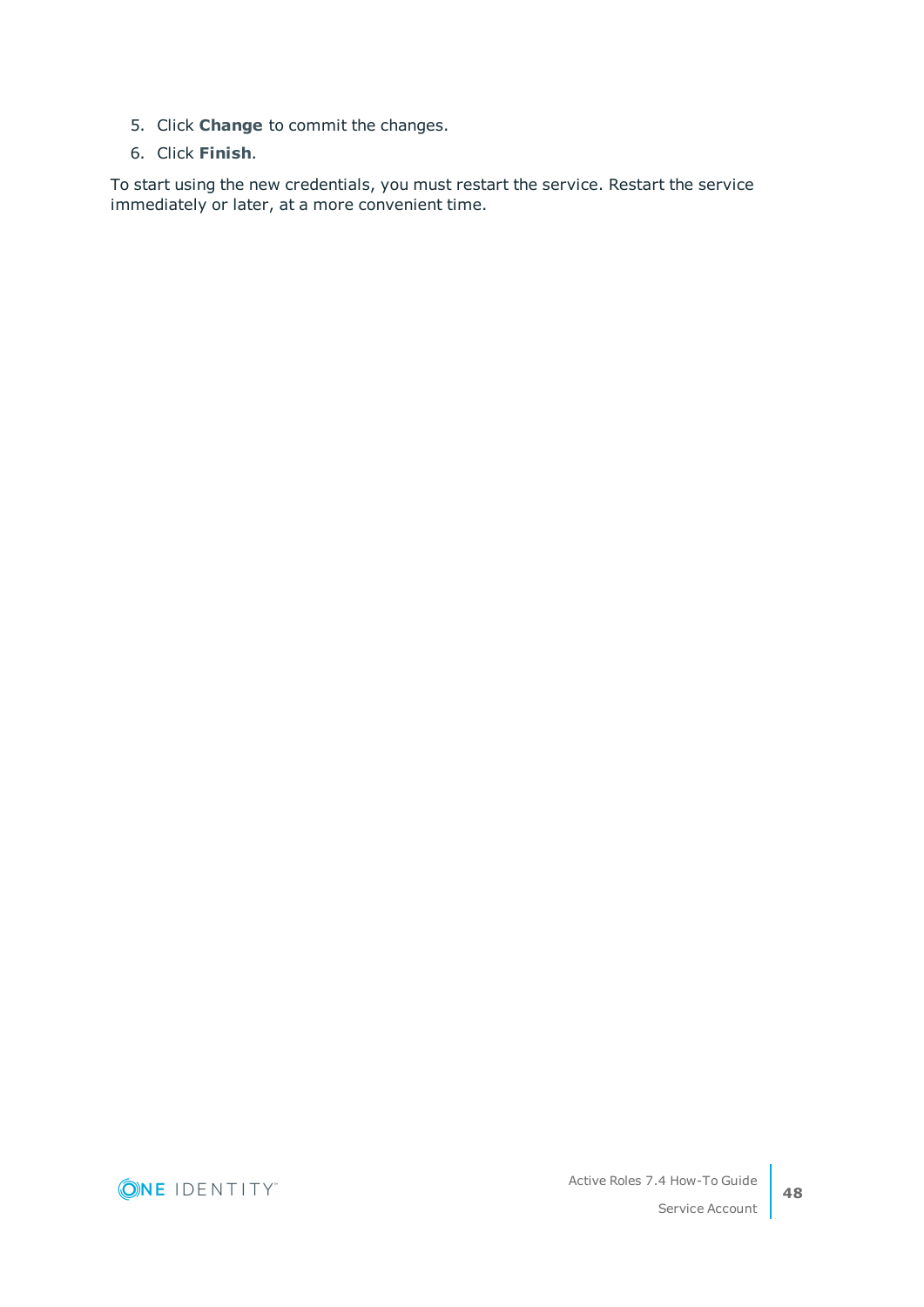5. Click **Change** to commit the changes.
6. Click **Finish**.

To start using the new credentials, you must restart the service. Restart the service immediately or later, at a more convenient time.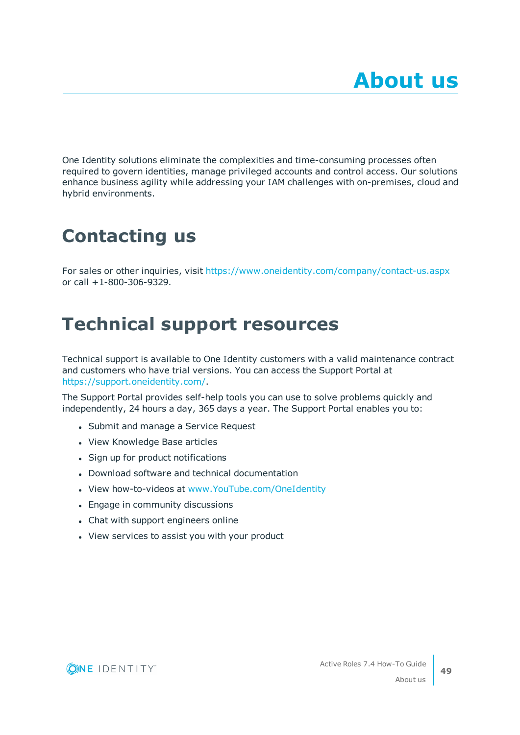# About us

One Identity solutions eliminate the complexities and time-consuming processes often required to govern identities, manage privileged accounts and control access. Our solutions enhance business agility while addressing your IAM challenges with on-premises, cloud and hybrid environments.

## Contacting us

For sales or other inquiries, visit https://www.oneidentity.com/company/contact-us.aspx or call +1-800-306-9329.

## Technical support resources

Technical support is available to One Identity customers with a valid maintenance contract and customers who have trial versions. You can access the Support Portal at https://support.oneidentity.com/.

The Support Portal provides self-help tools you can use to solve problems quickly and independently, 24 hours a day, 365 days a year. The Support Portal enables you to:

- Submit and manage a Service Request
- View Knowledge Base articles
- Sign up for product notifications
- Download software and technical documentation
- View how-to-videos at www.YouTube.com/OneIdentity
- Engage in community discussions
- Chat with support engineers online
- View services to assist you with your product